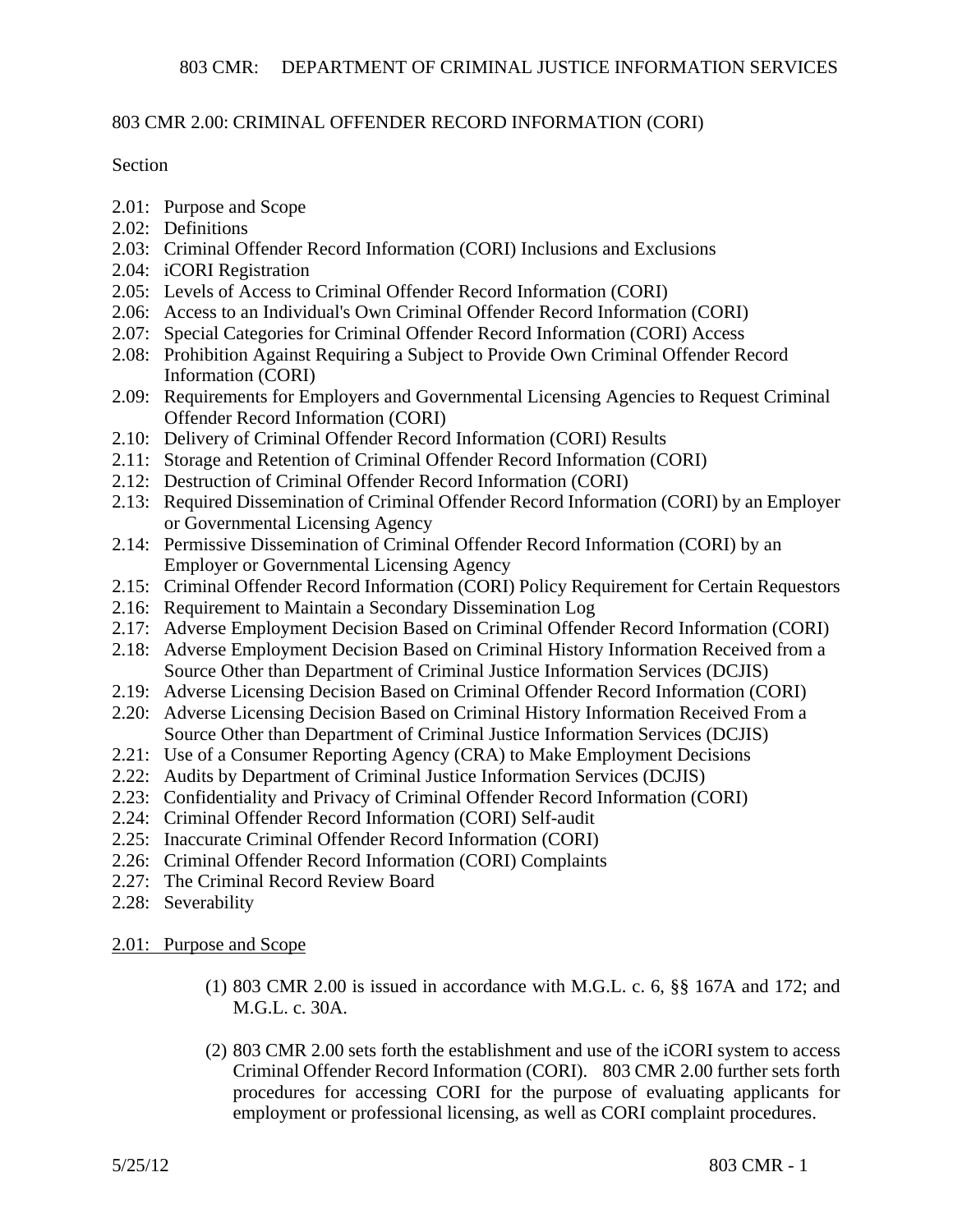# 803 CMR 2.00: CRIMINAL OFFENDER RECORD INFORMATION (CORI)

Section

- 2.01: Purpose and Scope
- 2.02: Definitions
- 2.03: Criminal Offender Record Information (CORI) Inclusions and Exclusions
- 2.04: iCORI Registration
- 2.05: Levels of Access to Criminal Offender Record Information (CORI)
- 2.06: Access to an Individual's Own Criminal Offender Record Information (CORI)
- 2.07: Special Categories for Criminal Offender Record Information (CORI) Access
- 2.08: Prohibition Against Requiring a Subject to Provide Own Criminal Offender Record Information (CORI)
- 2.09: Requirements for Employers and Governmental Licensing Agencies to Request Criminal Offender Record Information (CORI)
- 2.10: Delivery of Criminal Offender Record Information (CORI) Results
- 2.11: Storage and Retention of Criminal Offender Record Information (CORI)
- 2.12: Destruction of Criminal Offender Record Information (CORI)
- 2.13: Required Dissemination of Criminal Offender Record Information (CORI) by an Employer or Governmental Licensing Agency
- 2.14: Permissive Dissemination of Criminal Offender Record Information (CORI) by an Employer or Governmental Licensing Agency
- 2.15: Criminal Offender Record Information (CORI) Policy Requirement for Certain Requestors
- 2.16: Requirement to Maintain a Secondary Dissemination Log
- 2.17: Adverse Employment Decision Based on Criminal Offender Record Information (CORI)
- 2.18: Adverse Employment Decision Based on Criminal History Information Received from a Source Other than Department of Criminal Justice Information Services (DCJIS)
- 2.19: Adverse Licensing Decision Based on Criminal Offender Record Information (CORI)
- 2.20: Adverse Licensing Decision Based on Criminal History Information Received From a Source Other than Department of Criminal Justice Information Services (DCJIS)
- 2.21: Use of a Consumer Reporting Agency (CRA) to Make Employment Decisions
- 2.22: Audits by Department of Criminal Justice Information Services (DCJIS)
- 2.23: Confidentiality and Privacy of Criminal Offender Record Information (CORI)
- 2.24: Criminal Offender Record Information (CORI) Self-audit
- 2.25: Inaccurate Criminal Offender Record Information (CORI)
- 2.26: Criminal Offender Record Information (CORI) Complaints
- 2.27: The Criminal Record Review Board
- 2.28: Severability

## 2.01: Purpose and Scope

(1) 803 CMR 2.00 is issued in accordance with M.G.L. c. 6, §§ 167A and 172; and M.G.L. c. 30A.

(2) 803 CMR 2.00 sets forth the establishment and use of the iCORI system to access Criminal Offender Record Information (CORI). 803 CMR 2.00 further sets forth procedures for accessing CORI for the purpose of evaluating applicants for employment or professional licensing, as well as CORI complaint procedures.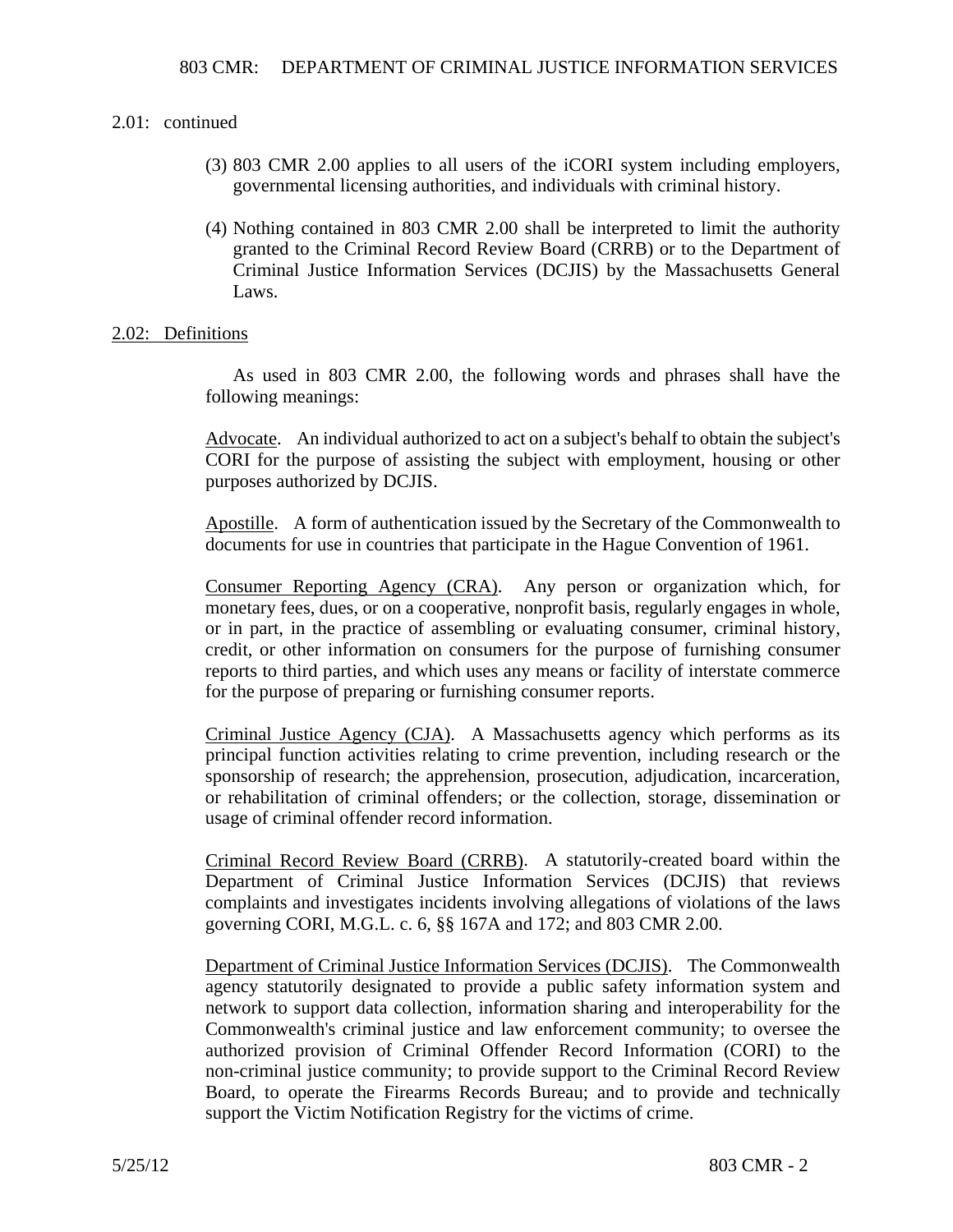2.01: continued

(3) 803 CMR 2.00 applies to all users of the iCORI system including employers, governmental licensing authorities, and individuals with criminal history.

(4) Nothing contained in 803 CMR 2.00 shall be interpreted to limit the authority granted to the Criminal Record Review Board (CRRB) or to the Department of Criminal Justice Information Services (DCJIS) by the Massachusetts General Laws.

## 2.02: Definitions

As used in 803 CMR 2.00, the following words and phrases shall have the following meanings:

Advocate. An individual authorized to act on a subject's behalf to obtain the subject's CORI for the purpose of assisting the subject with employment, housing or other purposes authorized by DCJIS.

Apostille. A form of authentication issued by the Secretary of the Commonwealth to documents for use in countries that participate in the Hague Convention of 1961.

Consumer Reporting Agency (CRA). Any person or organization which, for monetary fees, dues, or on a cooperative, nonprofit basis, regularly engages in whole, or in part, in the practice of assembling or evaluating consumer, criminal history, credit, or other information on consumers for the purpose of furnishing consumer reports to third parties, and which uses any means or facility of interstate commerce for the purpose of preparing or furnishing consumer reports.

Criminal Justice Agency (CJA). A Massachusetts agency which performs as its principal function activities relating to crime prevention, including research or the sponsorship of research; the apprehension, prosecution, adjudication, incarceration, or rehabilitation of criminal offenders; or the collection, storage, dissemination or usage of criminal offender record information.

Criminal Record Review Board (CRRB). A statutorily-created board within the Department of Criminal Justice Information Services (DCJIS) that reviews complaints and investigates incidents involving allegations of violations of the laws governing CORI, M.G.L. c. 6, §§ 167A and 172; and 803 CMR 2.00.

Department of Criminal Justice Information Services (DCJIS). The Commonwealth agency statutorily designated to provide a public safety information system and network to support data collection, information sharing and interoperability for the Commonwealth's criminal justice and law enforcement community; to oversee the authorized provision of Criminal Offender Record Information (CORI) to the non-criminal justice community; to provide support to the Criminal Record Review Board, to operate the Firearms Records Bureau; and to provide and technically support the Victim Notification Registry for the victims of crime.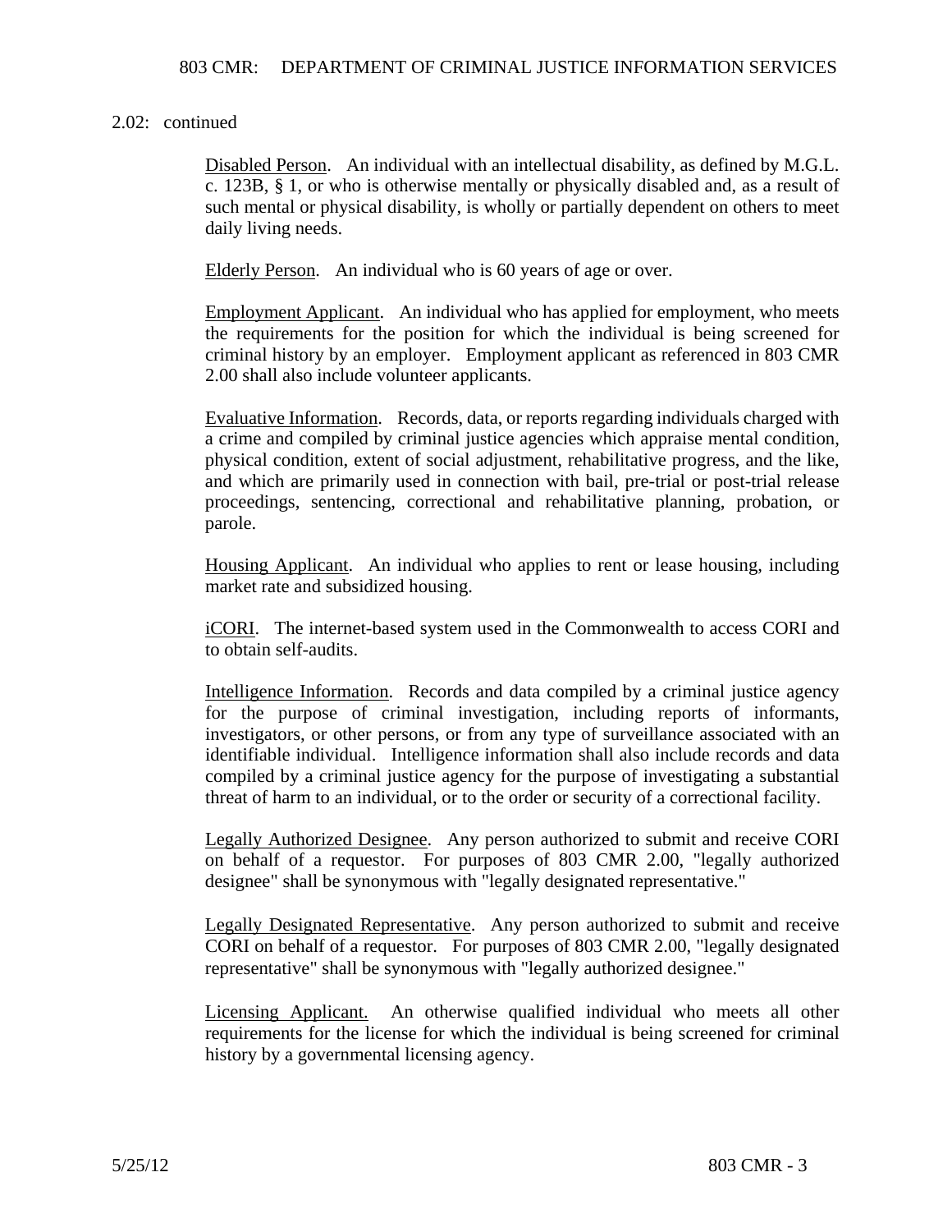2.02: continued

Disabled Person. An individual with an intellectual disability, as defined by M.G.L. c. 123B, § 1, or who is otherwise mentally or physically disabled and, as a result of such mental or physical disability, is wholly or partially dependent on others to meet daily living needs.

Elderly Person. An individual who is 60 years of age or over.

Employment Applicant. An individual who has applied for employment, who meets the requirements for the position for which the individual is being screened for criminal history by an employer. Employment applicant as referenced in 803 CMR 2.00 shall also include volunteer applicants.

Evaluative Information. Records, data, or reports regarding individuals charged with a crime and compiled by criminal justice agencies which appraise mental condition, physical condition, extent of social adjustment, rehabilitative progress, and the like, and which are primarily used in connection with bail, pre-trial or post-trial release proceedings, sentencing, correctional and rehabilitative planning, probation, or parole.

Housing Applicant. An individual who applies to rent or lease housing, including market rate and subsidized housing.

iCORI. The internet-based system used in the Commonwealth to access CORI and to obtain self-audits.

Intelligence Information. Records and data compiled by a criminal justice agency for the purpose of criminal investigation, including reports of informants, investigators, or other persons, or from any type of surveillance associated with an identifiable individual. Intelligence information shall also include records and data compiled by a criminal justice agency for the purpose of investigating a substantial threat of harm to an individual, or to the order or security of a correctional facility.

Legally Authorized Designee. Any person authorized to submit and receive CORI on behalf of a requestor. For purposes of 803 CMR 2.00, "legally authorized designee" shall be synonymous with "legally designated representative."

Legally Designated Representative. Any person authorized to submit and receive CORI on behalf of a requestor. For purposes of 803 CMR 2.00, "legally designated representative" shall be synonymous with "legally authorized designee."

Licensing Applicant. An otherwise qualified individual who meets all other requirements for the license for which the individual is being screened for criminal history by a governmental licensing agency.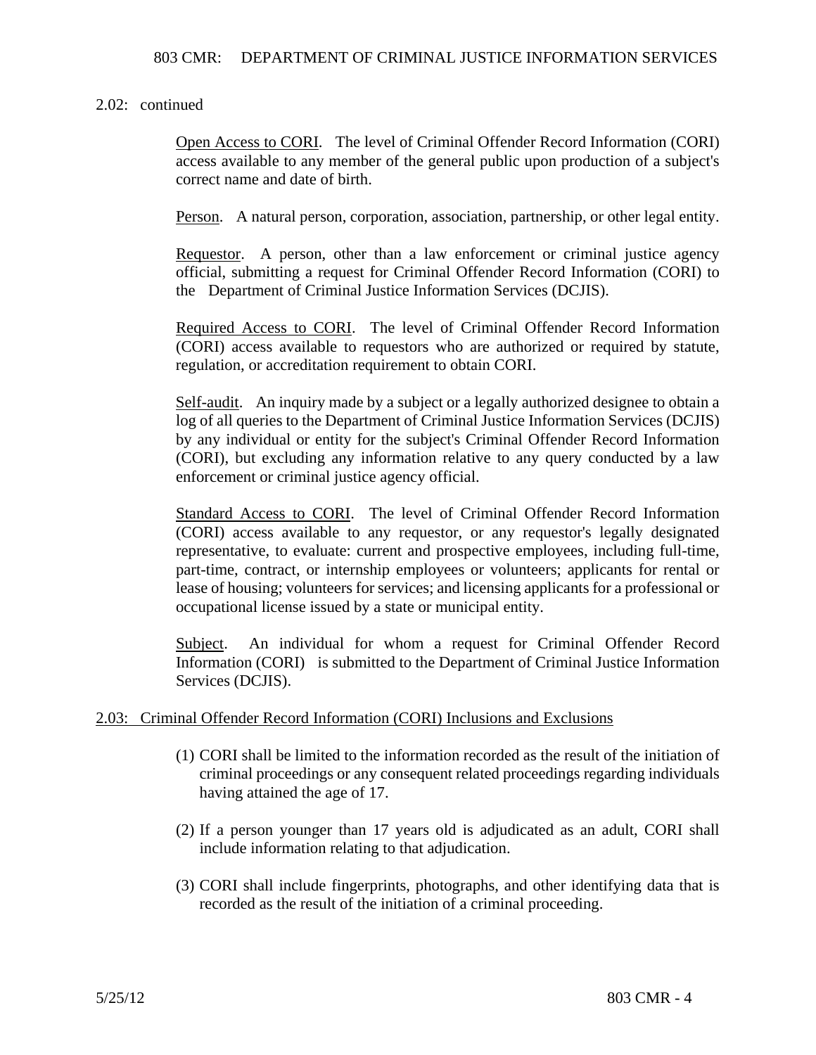2.02: continued

Open Access to CORI. The level of Criminal Offender Record Information (CORI) access available to any member of the general public upon production of a subject's correct name and date of birth.

Person. A natural person, corporation, association, partnership, or other legal entity.

Requestor. A person, other than a law enforcement or criminal justice agency official, submitting a request for Criminal Offender Record Information (CORI) to the Department of Criminal Justice Information Services (DCJIS).

Required Access to CORI. The level of Criminal Offender Record Information (CORI) access available to requestors who are authorized or required by statute, regulation, or accreditation requirement to obtain CORI.

Self-audit. An inquiry made by a subject or a legally authorized designee to obtain a log of all queries to the Department of Criminal Justice Information Services (DCJIS) by any individual or entity for the subject's Criminal Offender Record Information (CORI), but excluding any information relative to any query conducted by a law enforcement or criminal justice agency official.

Standard Access to CORI. The level of Criminal Offender Record Information (CORI) access available to any requestor, or any requestor's legally designated representative, to evaluate: current and prospective employees, including full-time, part-time, contract, or internship employees or volunteers; applicants for rental or lease of housing; volunteers for services; and licensing applicants for a professional or occupational license issued by a state or municipal entity.

Subject. An individual for whom a request for Criminal Offender Record Information (CORI) is submitted to the Department of Criminal Justice Information Services (DCJIS).

## 2.03: Criminal Offender Record Information (CORI) Inclusions and Exclusions

(1) CORI shall be limited to the information recorded as the result of the initiation of criminal proceedings or any consequent related proceedings regarding individuals having attained the age of 17.

(2) If a person younger than 17 years old is adjudicated as an adult, CORI shall include information relating to that adjudication.

(3) CORI shall include fingerprints, photographs, and other identifying data that is recorded as the result of the initiation of a criminal proceeding.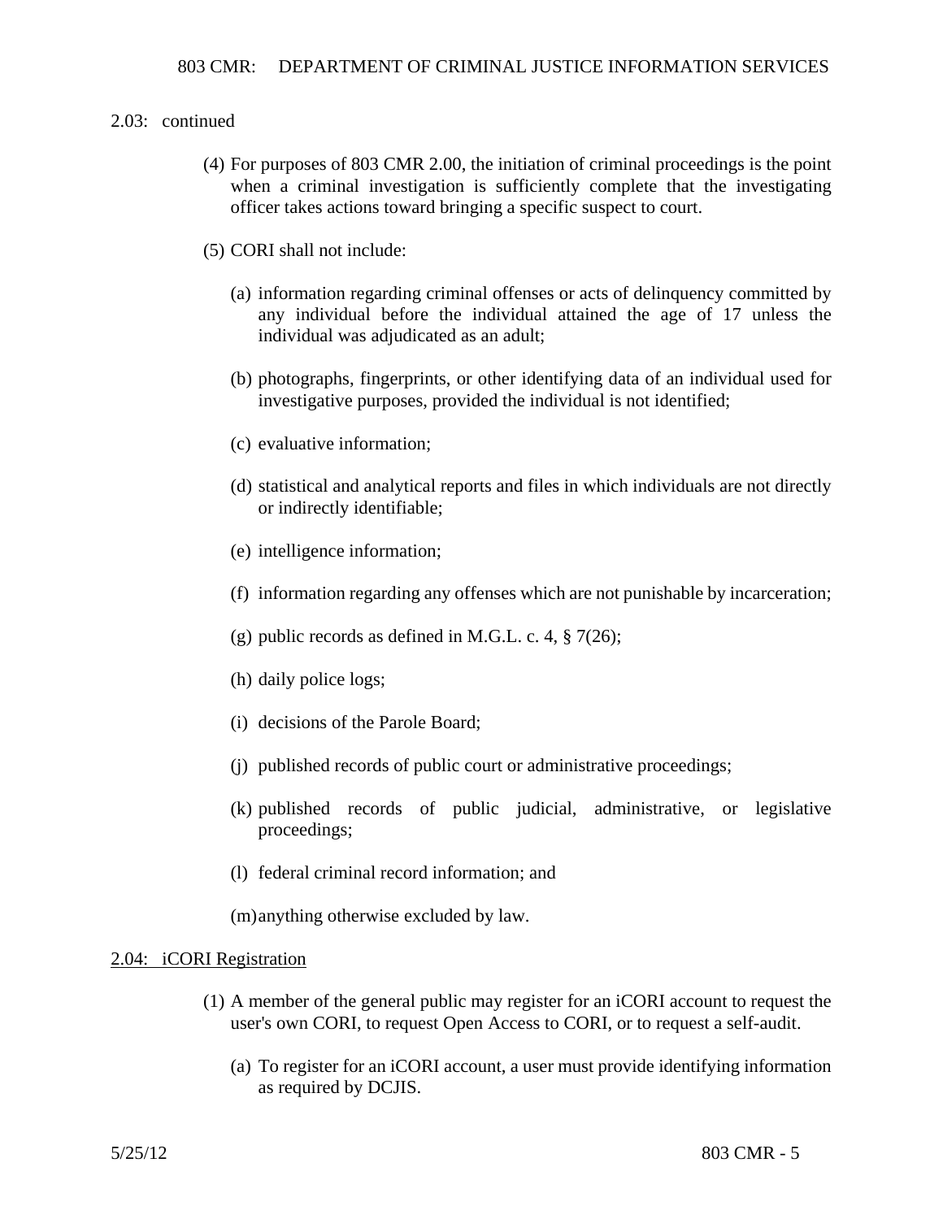2.03: continued

(4) For purposes of 803 CMR 2.00, the initiation of criminal proceedings is the point when a criminal investigation is sufficiently complete that the investigating officer takes actions toward bringing a specific suspect to court.

(5) CORI shall not include:

(a) information regarding criminal offenses or acts of delinquency committed by any individual before the individual attained the age of 17 unless the individual was adjudicated as an adult;

(b) photographs, fingerprints, or other identifying data of an individual used for investigative purposes, provided the individual is not identified;

(c) evaluative information;

(d) statistical and analytical reports and files in which individuals are not directly or indirectly identifiable;

(e) intelligence information;

(f) information regarding any offenses which are not punishable by incarceration;

(g) public records as defined in M.G.L. c. 4, § 7(26);

(h) daily police logs;

(i) decisions of the Parole Board;

(j) published records of public court or administrative proceedings;

(k) published records of public judicial, administrative, or legislative proceedings;

(l) federal criminal record information; and

(m) anything otherwise excluded by law.

## 2.04: iCORI Registration

(1) A member of the general public may register for an iCORI account to request the user's own CORI, to request Open Access to CORI, or to request a self-audit.

(a) To register for an iCORI account, a user must provide identifying information as required by DCJIS.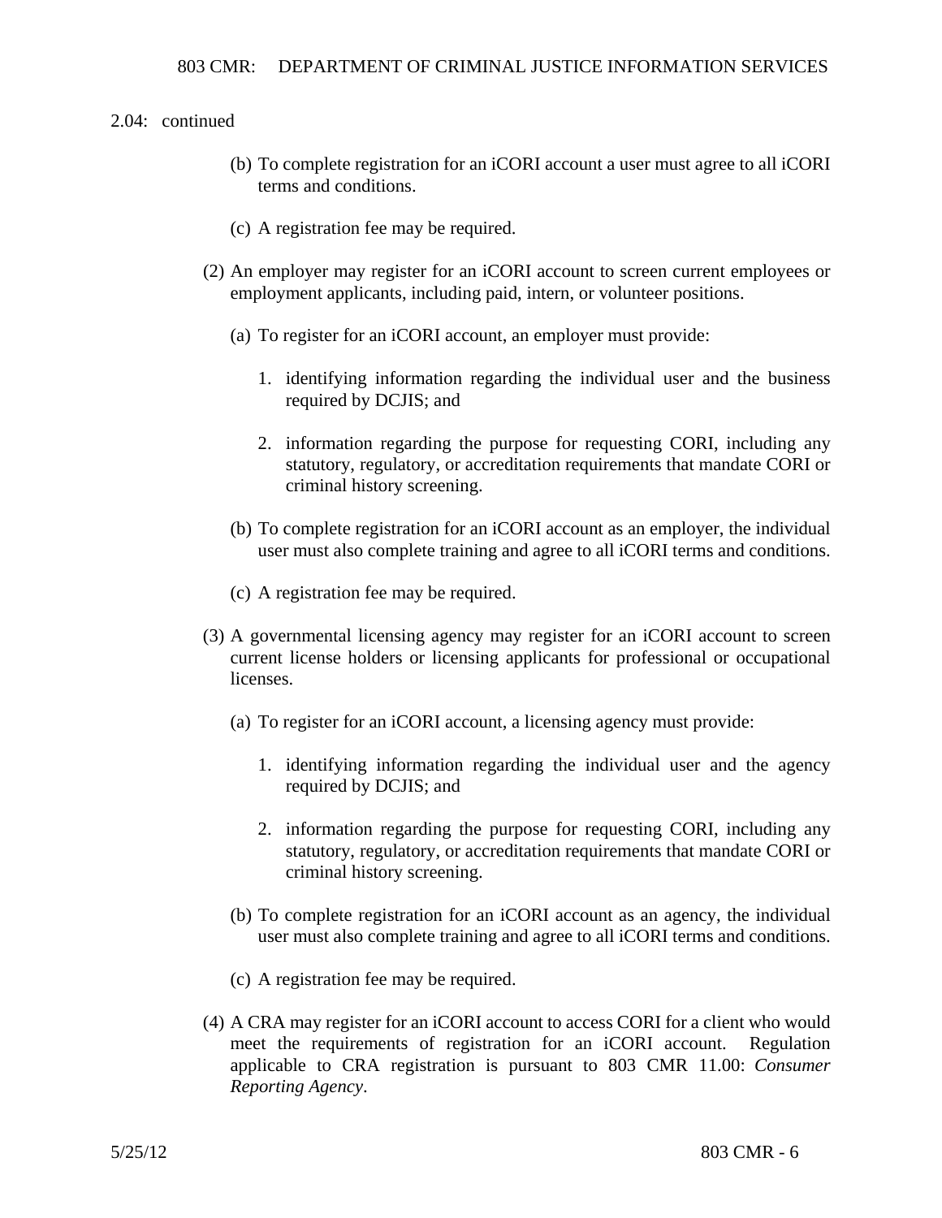2.04: continued

(b) To complete registration for an iCORI account a user must agree to all iCORI terms and conditions.

(c) A registration fee may be required.

(2) An employer may register for an iCORI account to screen current employees or employment applicants, including paid, intern, or volunteer positions.

(a) To register for an iCORI account, an employer must provide:

1. identifying information regarding the individual user and the business required by DCJIS; and

2. information regarding the purpose for requesting CORI, including any statutory, regulatory, or accreditation requirements that mandate CORI or criminal history screening.

(b) To complete registration for an iCORI account as an employer, the individual user must also complete training and agree to all iCORI terms and conditions.

(c) A registration fee may be required.

(3) A governmental licensing agency may register for an iCORI account to screen current license holders or licensing applicants for professional or occupational licenses.

(a) To register for an iCORI account, a licensing agency must provide:

1. identifying information regarding the individual user and the agency required by DCJIS; and

2. information regarding the purpose for requesting CORI, including any statutory, regulatory, or accreditation requirements that mandate CORI or criminal history screening.

(b) To complete registration for an iCORI account as an agency, the individual user must also complete training and agree to all iCORI terms and conditions.

(c) A registration fee may be required.

(4) A CRA may register for an iCORI account to access CORI for a client who would meet the requirements of registration for an iCORI account. Regulation applicable to CRA registration is pursuant to 803 CMR 11.00: *Consumer Reporting Agency*.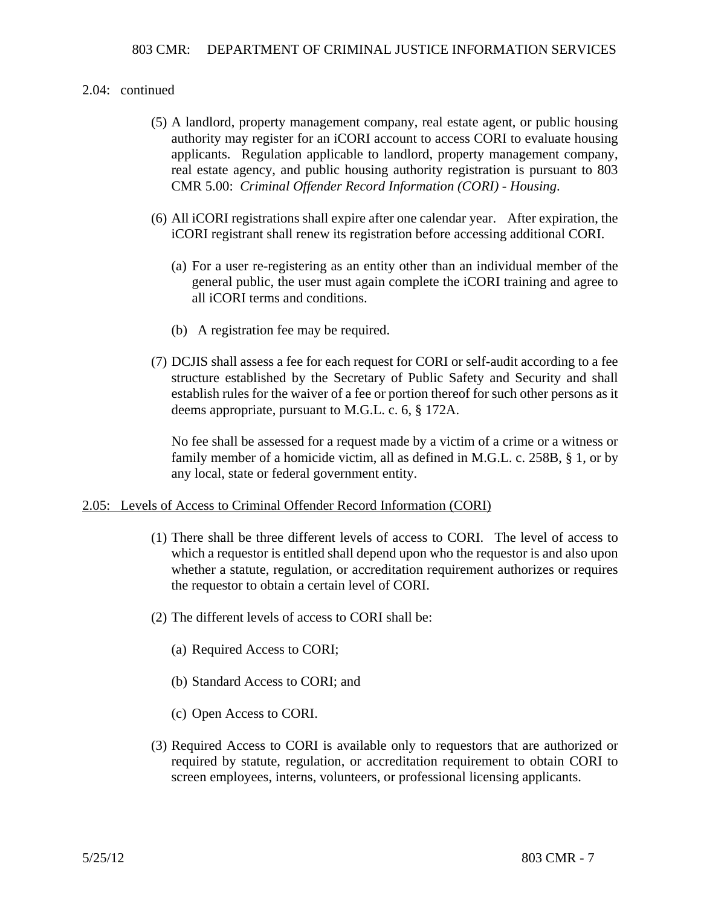2.04: continued

(5) A landlord, property management company, real estate agent, or public housing authority may register for an iCORI account to access CORI to evaluate housing applicants. Regulation applicable to landlord, property management company, real estate agency, and public housing authority registration is pursuant to 803 CMR 5.00: *Criminal Offender Record Information (CORI) - Housing*.

(6) All iCORI registrations shall expire after one calendar year. After expiration, the iCORI registrant shall renew its registration before accessing additional CORI.

(a) For a user re-registering as an entity other than an individual member of the general public, the user must again complete the iCORI training and agree to all iCORI terms and conditions.

(b) A registration fee may be required.

(7) DCJIS shall assess a fee for each request for CORI or self-audit according to a fee structure established by the Secretary of Public Safety and Security and shall establish rules for the waiver of a fee or portion thereof for such other persons as it deems appropriate, pursuant to M.G.L. c. 6, § 172A.

No fee shall be assessed for a request made by a victim of a crime or a witness or family member of a homicide victim, all as defined in M.G.L. c. 258B, § 1, or by any local, state or federal government entity.

## 2.05: Levels of Access to Criminal Offender Record Information (CORI)

(1) There shall be three different levels of access to CORI. The level of access to which a requestor is entitled shall depend upon who the requestor is and also upon whether a statute, regulation, or accreditation requirement authorizes or requires the requestor to obtain a certain level of CORI.

(2) The different levels of access to CORI shall be:

(a) Required Access to CORI;

(b) Standard Access to CORI; and

(c) Open Access to CORI.

(3) Required Access to CORI is available only to requestors that are authorized or required by statute, regulation, or accreditation requirement to obtain CORI to screen employees, interns, volunteers, or professional licensing applicants.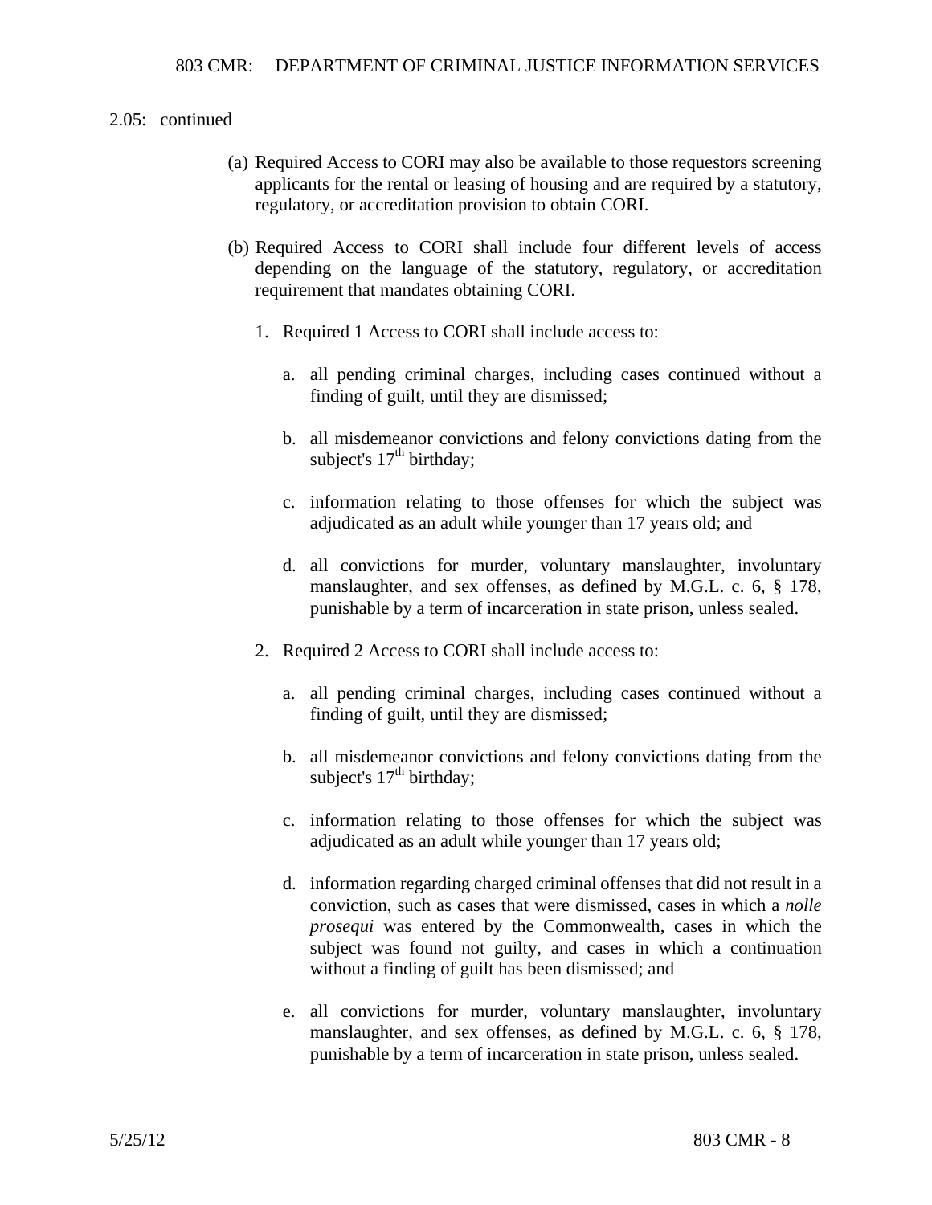2.05: continued

(a) Required Access to CORI may also be available to those requestors screening applicants for the rental or leasing of housing and are required by a statutory, regulatory, or accreditation provision to obtain CORI.

(b) Required Access to CORI shall include four different levels of access depending on the language of the statutory, regulatory, or accreditation requirement that mandates obtaining CORI.

1. Required 1 Access to CORI shall include access to:

   a. all pending criminal charges, including cases continued without a finding of guilt, until they are dismissed;

   b. all misdemeanor convictions and felony convictions dating from the subject's 17th birthday;

   c. information relating to those offenses for which the subject was adjudicated as an adult while younger than 17 years old; and

   d. all convictions for murder, voluntary manslaughter, involuntary manslaughter, and sex offenses, as defined by M.G.L. c. 6, § 178, punishable by a term of incarceration in state prison, unless sealed.

2. Required 2 Access to CORI shall include access to:

   a. all pending criminal charges, including cases continued without a finding of guilt, until they are dismissed;

   b. all misdemeanor convictions and felony convictions dating from the subject's 17th birthday;

   c. information relating to those offenses for which the subject was adjudicated as an adult while younger than 17 years old;

   d. information regarding charged criminal offenses that did not result in a conviction, such as cases that were dismissed, cases in which a *nolle prosequi* was entered by the Commonwealth, cases in which the subject was found not guilty, and cases in which a continuation without a finding of guilt has been dismissed; and

   e. all convictions for murder, voluntary manslaughter, involuntary manslaughter, and sex offenses, as defined by M.G.L. c. 6, § 178, punishable by a term of incarceration in state prison, unless sealed.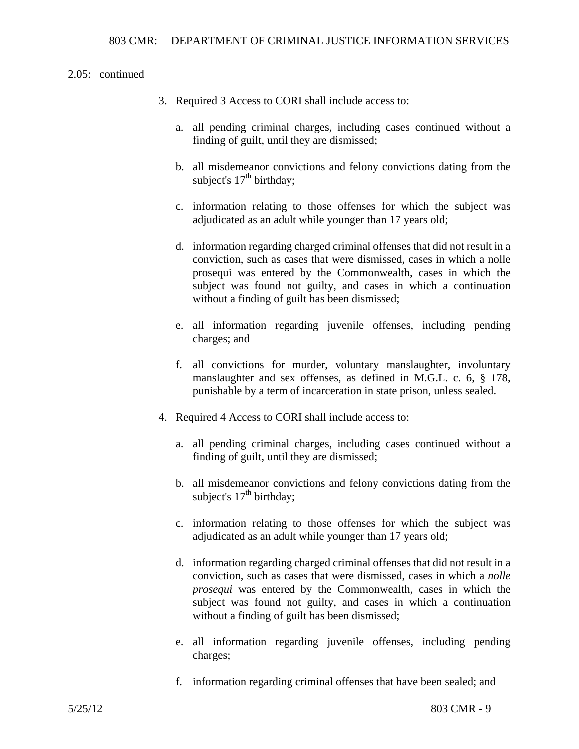2.05: continued

3. Required 3 Access to CORI shall include access to:

   a. all pending criminal charges, including cases continued without a finding of guilt, until they are dismissed;

   b. all misdemeanor convictions and felony convictions dating from the subject's $17^{th}$ birthday;

   c. information relating to those offenses for which the subject was adjudicated as an adult while younger than 17 years old;

   d. information regarding charged criminal offenses that did not result in a conviction, such as cases that were dismissed, cases in which a nolle prosequi was entered by the Commonwealth, cases in which the subject was found not guilty, and cases in which a continuation without a finding of guilt has been dismissed;

   e. all information regarding juvenile offenses, including pending charges; and

   f. all convictions for murder, voluntary manslaughter, involuntary manslaughter and sex offenses, as defined in M.G.L. c. 6, § 178, punishable by a term of incarceration in state prison, unless sealed.

4. Required 4 Access to CORI shall include access to:

   a. all pending criminal charges, including cases continued without a finding of guilt, until they are dismissed;

   b. all misdemeanor convictions and felony convictions dating from the subject's $17^{th}$ birthday;

   c. information relating to those offenses for which the subject was adjudicated as an adult while younger than 17 years old;

   d. information regarding charged criminal offenses that did not result in a conviction, such as cases that were dismissed, cases in which a *nolle prosequi* was entered by the Commonwealth, cases in which the subject was found not guilty, and cases in which a continuation without a finding of guilt has been dismissed;

   e. all information regarding juvenile offenses, including pending charges;

   f. information regarding criminal offenses that have been sealed; and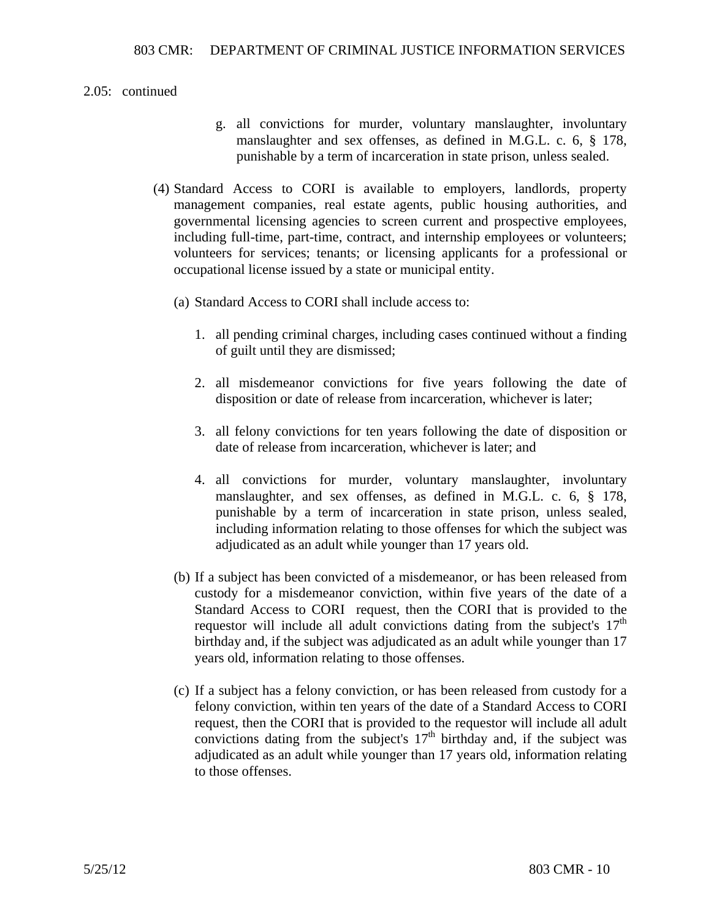2.05: continued

g. all convictions for murder, voluntary manslaughter, involuntary manslaughter and sex offenses, as defined in M.G.L. c. 6, § 178, punishable by a term of incarceration in state prison, unless sealed.

(4) Standard Access to CORI is available to employers, landlords, property management companies, real estate agents, public housing authorities, and governmental licensing agencies to screen current and prospective employees, including full-time, part-time, contract, and internship employees or volunteers; volunteers for services; tenants; or licensing applicants for a professional or occupational license issued by a state or municipal entity.

(a) Standard Access to CORI shall include access to:

1. all pending criminal charges, including cases continued without a finding of guilt until they are dismissed;

2. all misdemeanor convictions for five years following the date of disposition or date of release from incarceration, whichever is later;

3. all felony convictions for ten years following the date of disposition or date of release from incarceration, whichever is later; and

4. all convictions for murder, voluntary manslaughter, involuntary manslaughter, and sex offenses, as defined in M.G.L. c. 6, § 178, punishable by a term of incarceration in state prison, unless sealed, including information relating to those offenses for which the subject was adjudicated as an adult while younger than 17 years old.

(b) If a subject has been convicted of a misdemeanor, or has been released from custody for a misdemeanor conviction, within five years of the date of a Standard Access to CORI request, then the CORI that is provided to the requestor will include all adult convictions dating from the subject's 17th birthday and, if the subject was adjudicated as an adult while younger than 17 years old, information relating to those offenses.

(c) If a subject has a felony conviction, or has been released from custody for a felony conviction, within ten years of the date of a Standard Access to CORI request, then the CORI that is provided to the requestor will include all adult convictions dating from the subject's 17th birthday and, if the subject was adjudicated as an adult while younger than 17 years old, information relating to those offenses.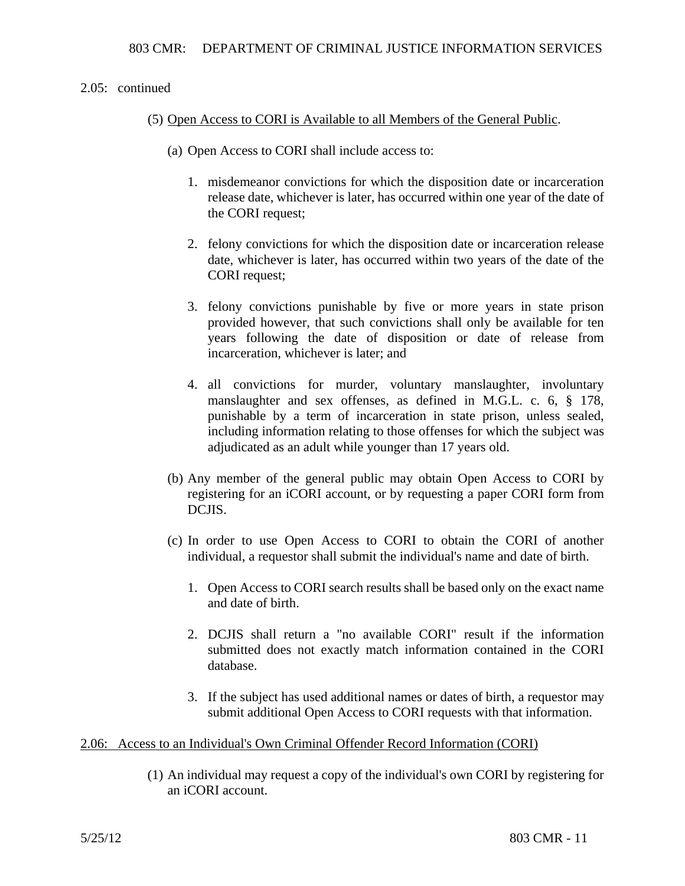2.05: continued

(5) Open Access to CORI is Available to all Members of the General Public.

(a) Open Access to CORI shall include access to:

1. misdemeanor convictions for which the disposition date or incarceration release date, whichever is later, has occurred within one year of the date of the CORI request;

2. felony convictions for which the disposition date or incarceration release date, whichever is later, has occurred within two years of the date of the CORI request;

3. felony convictions punishable by five or more years in state prison provided however, that such convictions shall only be available for ten years following the date of disposition or date of release from incarceration, whichever is later; and

4. all convictions for murder, voluntary manslaughter, involuntary manslaughter and sex offenses, as defined in M.G.L. c. 6, § 178, punishable by a term of incarceration in state prison, unless sealed, including information relating to those offenses for which the subject was adjudicated as an adult while younger than 17 years old.

(b) Any member of the general public may obtain Open Access to CORI by registering for an iCORI account, or by requesting a paper CORI form from DCJIS.

(c) In order to use Open Access to CORI to obtain the CORI of another individual, a requestor shall submit the individual's name and date of birth.

1. Open Access to CORI search results shall be based only on the exact name and date of birth.

2. DCJIS shall return a "no available CORI" result if the information submitted does not exactly match information contained in the CORI database.

3. If the subject has used additional names or dates of birth, a requestor may submit additional Open Access to CORI requests with that information.

## 2.06: Access to an Individual's Own Criminal Offender Record Information (CORI)

(1) An individual may request a copy of the individual's own CORI by registering for an iCORI account.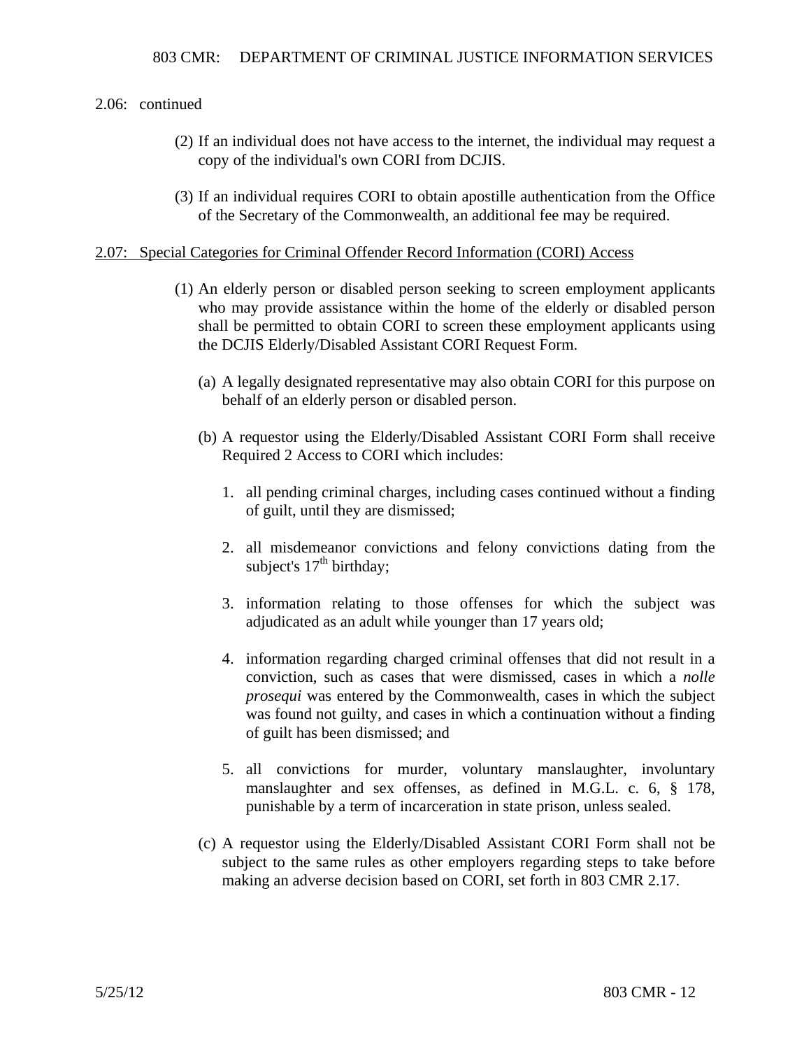2.06: continued

(2) If an individual does not have access to the internet, the individual may request a copy of the individual's own CORI from DCJIS.

(3) If an individual requires CORI to obtain apostille authentication from the Office of the Secretary of the Commonwealth, an additional fee may be required.

## 2.07: Special Categories for Criminal Offender Record Information (CORI) Access

(1) An elderly person or disabled person seeking to screen employment applicants who may provide assistance within the home of the elderly or disabled person shall be permitted to obtain CORI to screen these employment applicants using the DCJIS Elderly/Disabled Assistant CORI Request Form.

(a) A legally designated representative may also obtain CORI for this purpose on behalf of an elderly person or disabled person.

(b) A requestor using the Elderly/Disabled Assistant CORI Form shall receive Required 2 Access to CORI which includes:

1. all pending criminal charges, including cases continued without a finding of guilt, until they are dismissed;

2. all misdemeanor convictions and felony convictions dating from the subject's 17th birthday;

3. information relating to those offenses for which the subject was adjudicated as an adult while younger than 17 years old;

4. information regarding charged criminal offenses that did not result in a conviction, such as cases that were dismissed, cases in which a *nolle prosequi* was entered by the Commonwealth, cases in which the subject was found not guilty, and cases in which a continuation without a finding of guilt has been dismissed; and

5. all convictions for murder, voluntary manslaughter, involuntary manslaughter and sex offenses, as defined in M.G.L. c. 6, § 178, punishable by a term of incarceration in state prison, unless sealed.

(c) A requestor using the Elderly/Disabled Assistant CORI Form shall not be subject to the same rules as other employers regarding steps to take before making an adverse decision based on CORI, set forth in 803 CMR 2.17.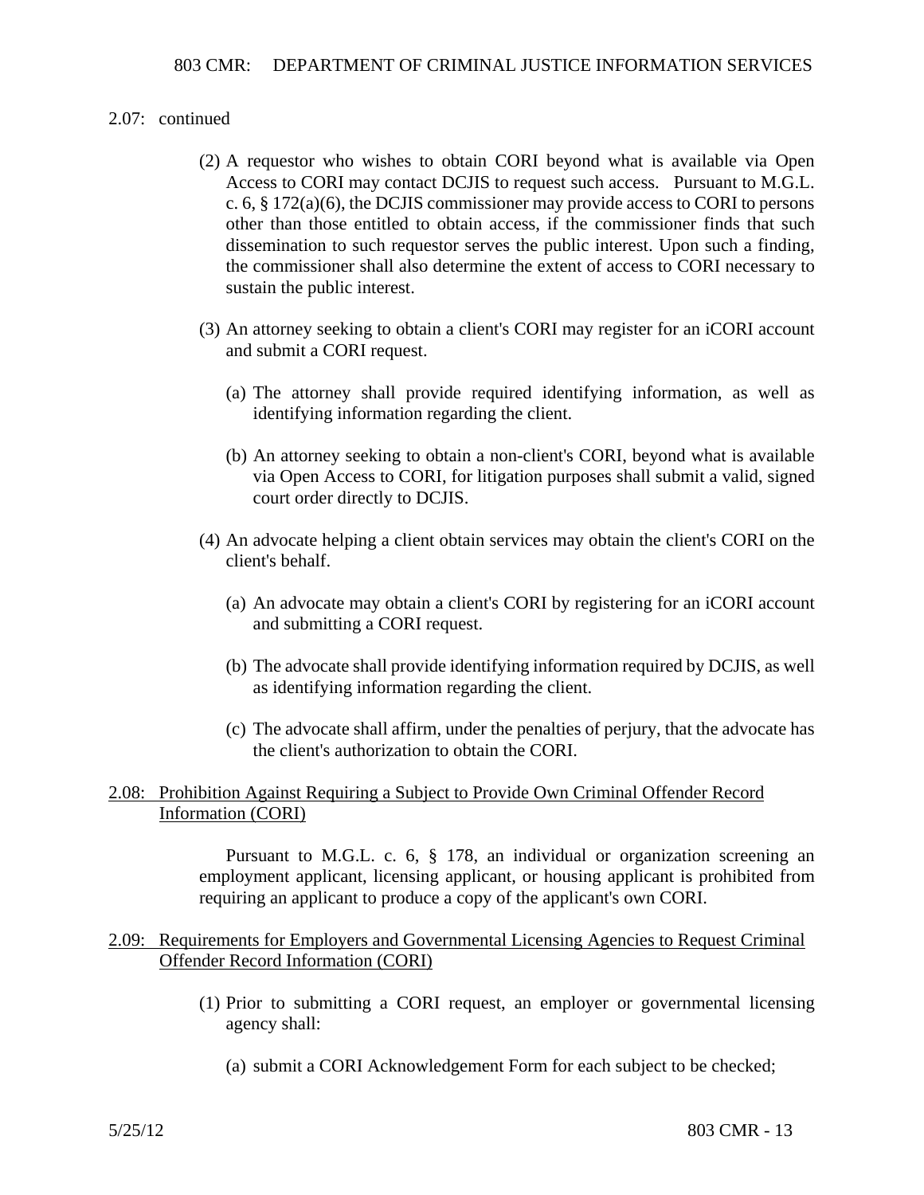2.07: continued

(2) A requestor who wishes to obtain CORI beyond what is available via Open Access to CORI may contact DCJIS to request such access. Pursuant to M.G.L. c. 6, § 172(a)(6), the DCJIS commissioner may provide access to CORI to persons other than those entitled to obtain access, if the commissioner finds that such dissemination to such requestor serves the public interest. Upon such a finding, the commissioner shall also determine the extent of access to CORI necessary to sustain the public interest.

(3) An attorney seeking to obtain a client's CORI may register for an iCORI account and submit a CORI request.

(a) The attorney shall provide required identifying information, as well as identifying information regarding the client.

(b) An attorney seeking to obtain a non-client's CORI, beyond what is available via Open Access to CORI, for litigation purposes shall submit a valid, signed court order directly to DCJIS.

(4) An advocate helping a client obtain services may obtain the client's CORI on the client's behalf.

(a) An advocate may obtain a client's CORI by registering for an iCORI account and submitting a CORI request.

(b) The advocate shall provide identifying information required by DCJIS, as well as identifying information regarding the client.

(c) The advocate shall affirm, under the penalties of perjury, that the advocate has the client's authorization to obtain the CORI.

## 2.08: Prohibition Against Requiring a Subject to Provide Own Criminal Offender Record Information (CORI)

Pursuant to M.G.L. c. 6, § 178, an individual or organization screening an employment applicant, licensing applicant, or housing applicant is prohibited from requiring an applicant to produce a copy of the applicant's own CORI.

## 2.09: Requirements for Employers and Governmental Licensing Agencies to Request Criminal Offender Record Information (CORI)

(1) Prior to submitting a CORI request, an employer or governmental licensing agency shall:

(a) submit a CORI Acknowledgement Form for each subject to be checked;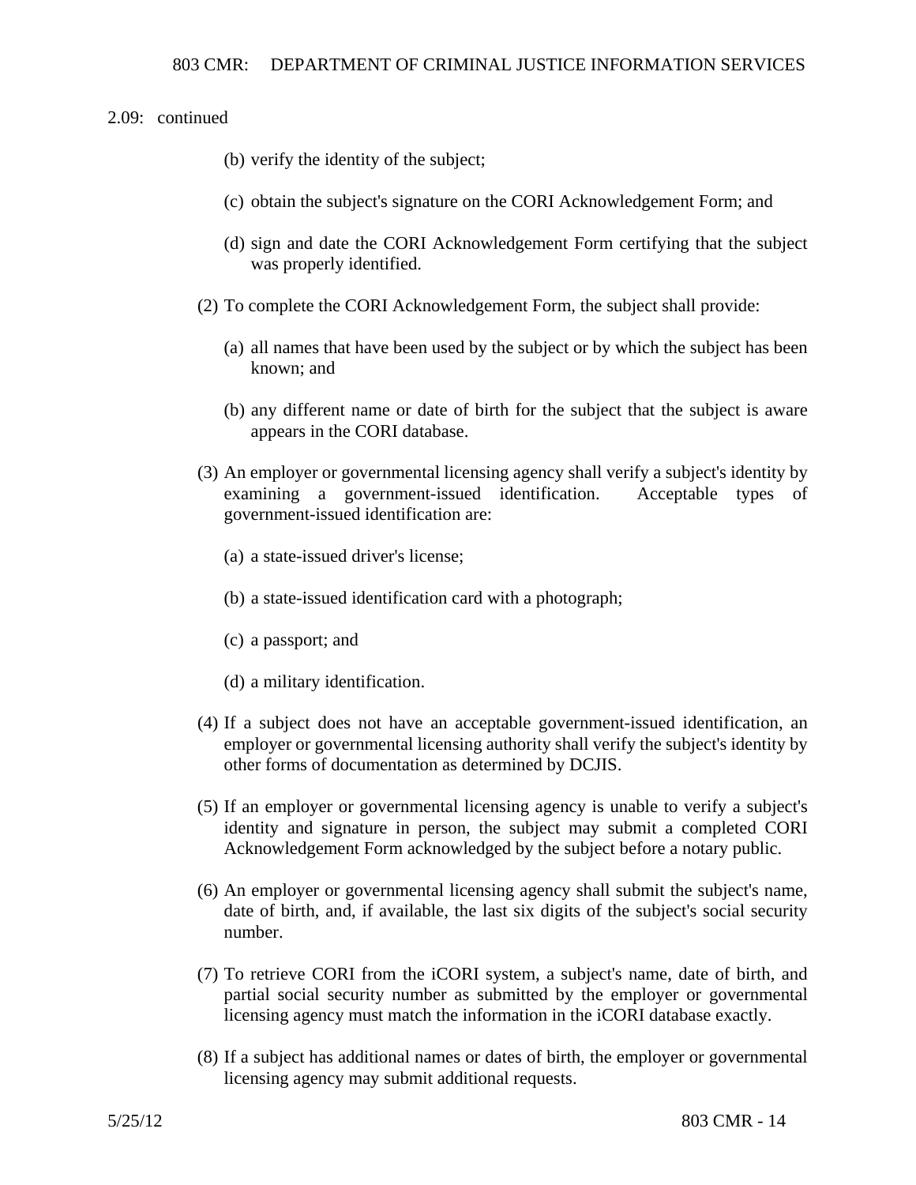2.09: continued

(b) verify the identity of the subject;

(c) obtain the subject's signature on the CORI Acknowledgement Form; and

(d) sign and date the CORI Acknowledgement Form certifying that the subject was properly identified.

(2) To complete the CORI Acknowledgement Form, the subject shall provide:

(a) all names that have been used by the subject or by which the subject has been known; and

(b) any different name or date of birth for the subject that the subject is aware appears in the CORI database.

(3) An employer or governmental licensing agency shall verify a subject's identity by examining a government-issued identification. Acceptable types of government-issued identification are:

(a) a state-issued driver's license;

(b) a state-issued identification card with a photograph;

(c) a passport; and

(d) a military identification.

(4) If a subject does not have an acceptable government-issued identification, an employer or governmental licensing authority shall verify the subject's identity by other forms of documentation as determined by DCJIS.

(5) If an employer or governmental licensing agency is unable to verify a subject's identity and signature in person, the subject may submit a completed CORI Acknowledgement Form acknowledged by the subject before a notary public.

(6) An employer or governmental licensing agency shall submit the subject's name, date of birth, and, if available, the last six digits of the subject's social security number.

(7) To retrieve CORI from the iCORI system, a subject's name, date of birth, and partial social security number as submitted by the employer or governmental licensing agency must match the information in the iCORI database exactly.

(8) If a subject has additional names or dates of birth, the employer or governmental licensing agency may submit additional requests.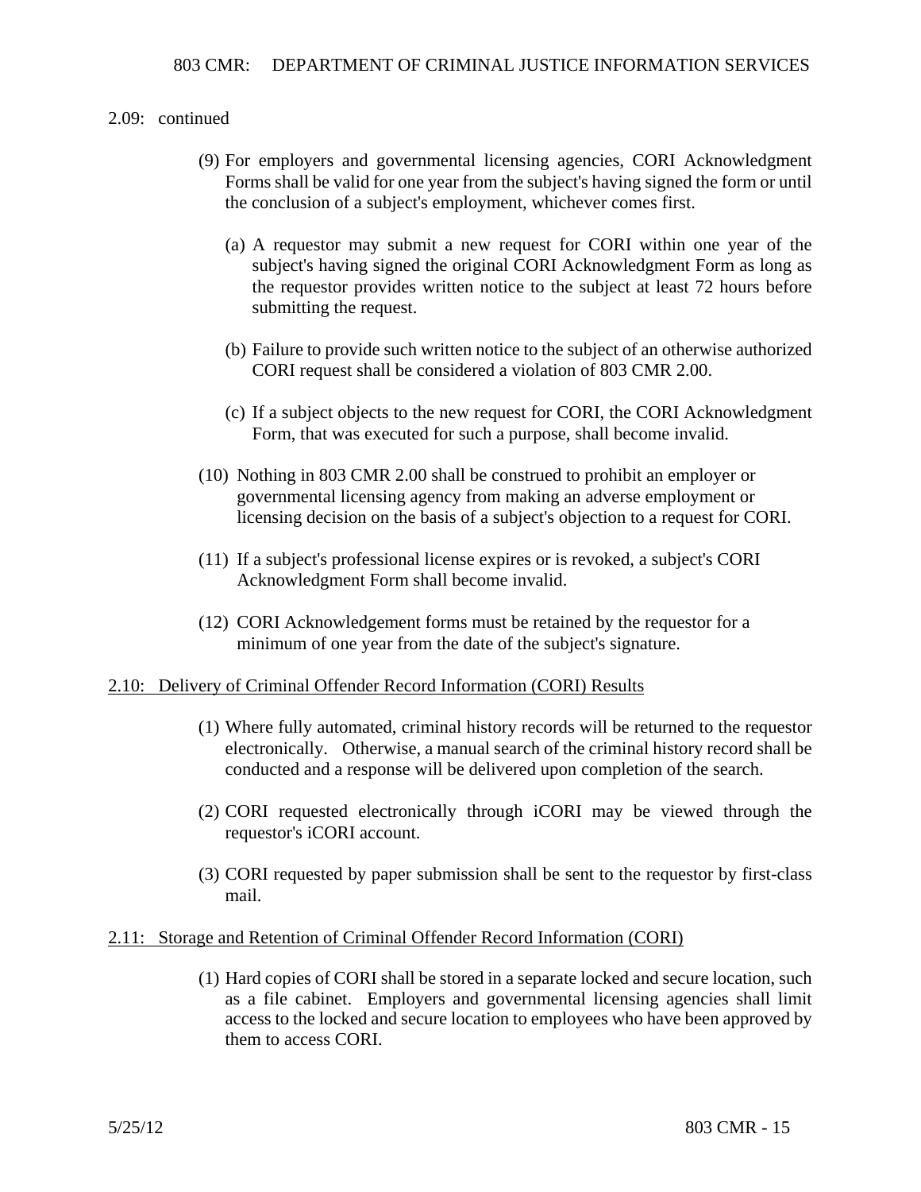2.09: continued

(9) For employers and governmental licensing agencies, CORI Acknowledgment Forms shall be valid for one year from the subject's having signed the form or until the conclusion of a subject's employment, whichever comes first.

(a) A requestor may submit a new request for CORI within one year of the subject's having signed the original CORI Acknowledgment Form as long as the requestor provides written notice to the subject at least 72 hours before submitting the request.

(b) Failure to provide such written notice to the subject of an otherwise authorized CORI request shall be considered a violation of 803 CMR 2.00.

(c) If a subject objects to the new request for CORI, the CORI Acknowledgment Form, that was executed for such a purpose, shall become invalid.

(10) Nothing in 803 CMR 2.00 shall be construed to prohibit an employer or governmental licensing agency from making an adverse employment or licensing decision on the basis of a subject's objection to a request for CORI.

(11) If a subject's professional license expires or is revoked, a subject's CORI Acknowledgment Form shall become invalid.

(12) CORI Acknowledgement forms must be retained by the requestor for a minimum of one year from the date of the subject's signature.

## 2.10: Delivery of Criminal Offender Record Information (CORI) Results

(1) Where fully automated, criminal history records will be returned to the requestor electronically. Otherwise, a manual search of the criminal history record shall be conducted and a response will be delivered upon completion of the search.

(2) CORI requested electronically through iCORI may be viewed through the requestor's iCORI account.

(3) CORI requested by paper submission shall be sent to the requestor by first-class mail.

## 2.11: Storage and Retention of Criminal Offender Record Information (CORI)

(1) Hard copies of CORI shall be stored in a separate locked and secure location, such as a file cabinet. Employers and governmental licensing agencies shall limit access to the locked and secure location to employees who have been approved by them to access CORI.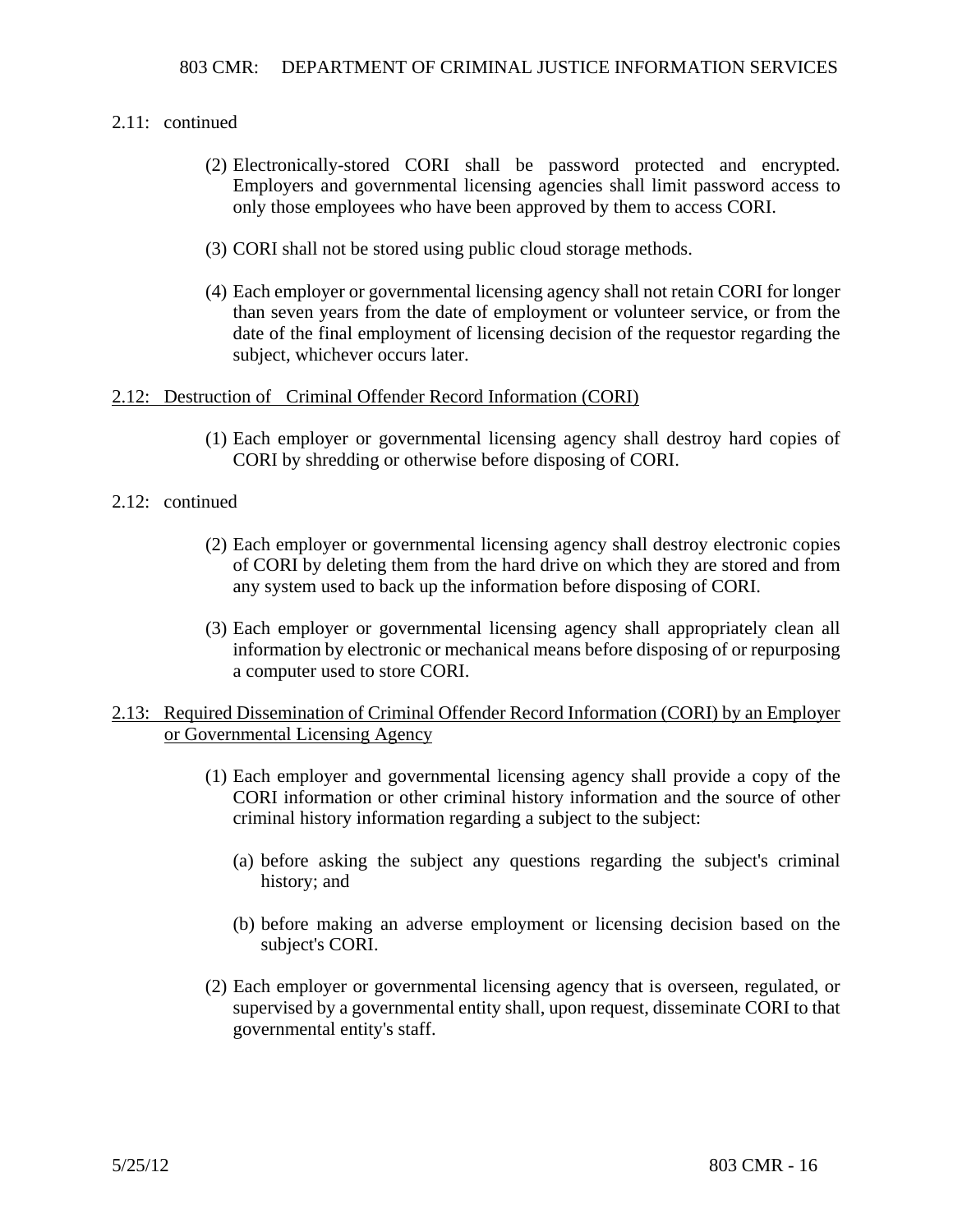2.11: continued

(2) Electronically-stored CORI shall be password protected and encrypted. Employers and governmental licensing agencies shall limit password access to only those employees who have been approved by them to access CORI.

(3) CORI shall not be stored using public cloud storage methods.

(4) Each employer or governmental licensing agency shall not retain CORI for longer than seven years from the date of employment or volunteer service, or from the date of the final employment of licensing decision of the requestor regarding the subject, whichever occurs later.

## 2.12: Destruction of Criminal Offender Record Information (CORI)

(1) Each employer or governmental licensing agency shall destroy hard copies of CORI by shredding or otherwise before disposing of CORI.

2.12: continued

(2) Each employer or governmental licensing agency shall destroy electronic copies of CORI by deleting them from the hard drive on which they are stored and from any system used to back up the information before disposing of CORI.

(3) Each employer or governmental licensing agency shall appropriately clean all information by electronic or mechanical means before disposing of or repurposing a computer used to store CORI.

## 2.13: Required Dissemination of Criminal Offender Record Information (CORI) by an Employer or Governmental Licensing Agency

(1) Each employer and governmental licensing agency shall provide a copy of the CORI information or other criminal history information and the source of other criminal history information regarding a subject to the subject:

(a) before asking the subject any questions regarding the subject's criminal history; and

(b) before making an adverse employment or licensing decision based on the subject's CORI.

(2) Each employer or governmental licensing agency that is overseen, regulated, or supervised by a governmental entity shall, upon request, disseminate CORI to that governmental entity's staff.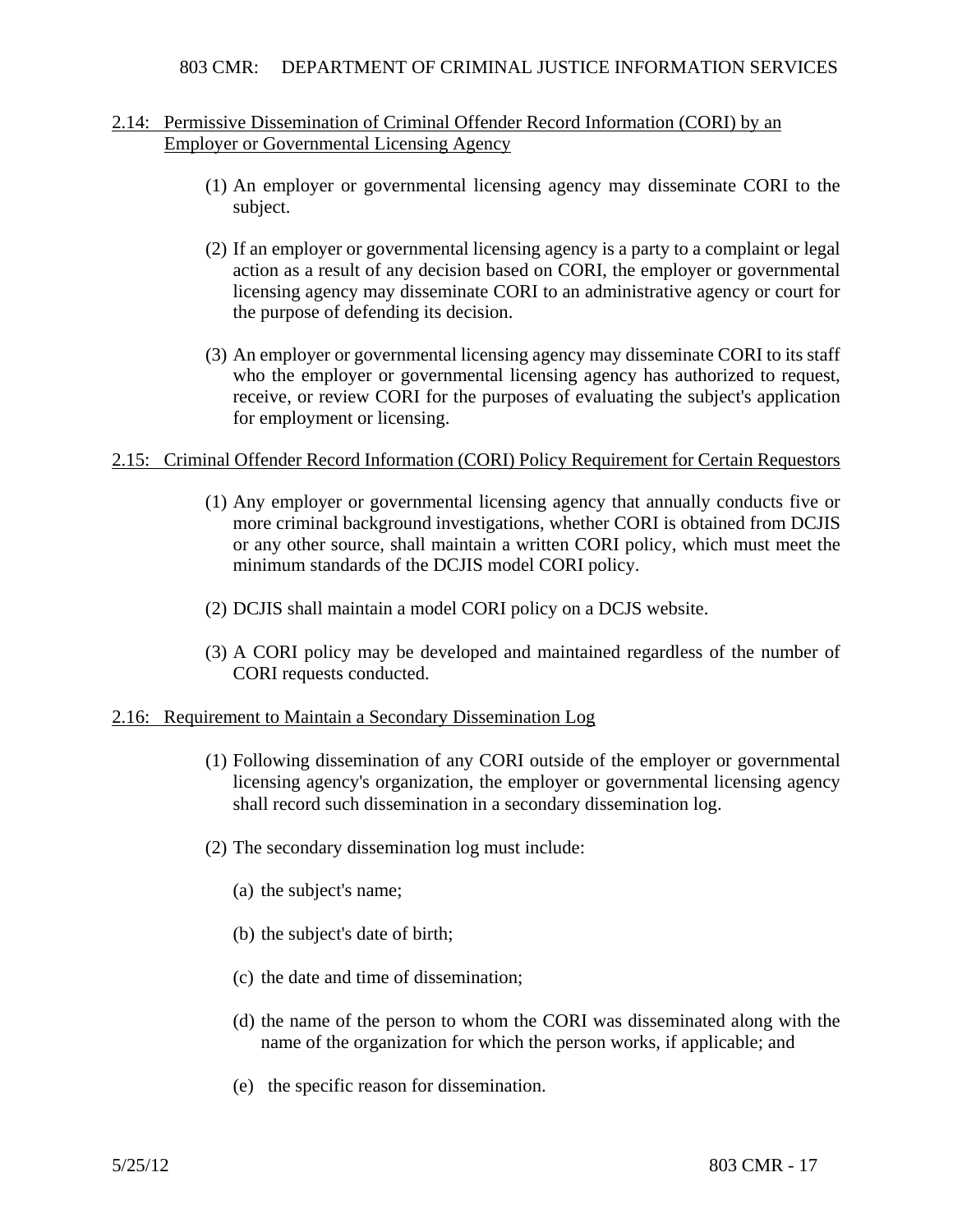## 2.14: Permissive Dissemination of Criminal Offender Record Information (CORI) by an Employer or Governmental Licensing Agency

(1) An employer or governmental licensing agency may disseminate CORI to the subject.

(2) If an employer or governmental licensing agency is a party to a complaint or legal action as a result of any decision based on CORI, the employer or governmental licensing agency may disseminate CORI to an administrative agency or court for the purpose of defending its decision.

(3) An employer or governmental licensing agency may disseminate CORI to its staff who the employer or governmental licensing agency has authorized to request, receive, or review CORI for the purposes of evaluating the subject's application for employment or licensing.

## 2.15: Criminal Offender Record Information (CORI) Policy Requirement for Certain Requestors

(1) Any employer or governmental licensing agency that annually conducts five or more criminal background investigations, whether CORI is obtained from DCJIS or any other source, shall maintain a written CORI policy, which must meet the minimum standards of the DCJIS model CORI policy.

(2) DCJIS shall maintain a model CORI policy on a DCJS website.

(3) A CORI policy may be developed and maintained regardless of the number of CORI requests conducted.

## 2.16: Requirement to Maintain a Secondary Dissemination Log

(1) Following dissemination of any CORI outside of the employer or governmental licensing agency's organization, the employer or governmental licensing agency shall record such dissemination in a secondary dissemination log.

(2) The secondary dissemination log must include:

(a) the subject's name;

(b) the subject's date of birth;

(c) the date and time of dissemination;

(d) the name of the person to whom the CORI was disseminated along with the name of the organization for which the person works, if applicable; and

(e) the specific reason for dissemination.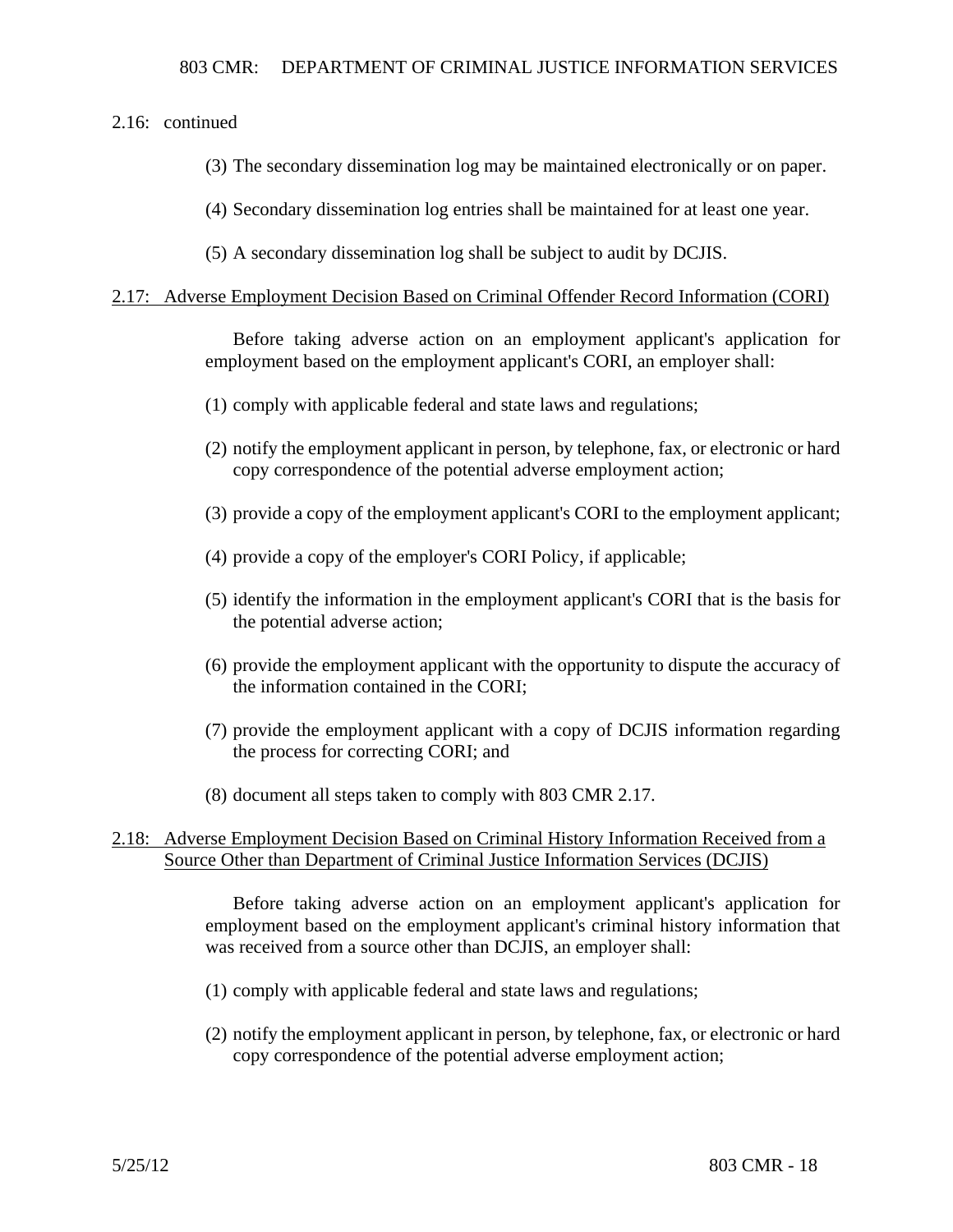2.16: continued

(3) The secondary dissemination log may be maintained electronically or on paper.

(4) Secondary dissemination log entries shall be maintained for at least one year.

(5) A secondary dissemination log shall be subject to audit by DCJIS.

<u>2.17: Adverse Employment Decision Based on Criminal Offender Record Information (CORI)</u>

Before taking adverse action on an employment applicant's application for employment based on the employment applicant's CORI, an employer shall:

(1) comply with applicable federal and state laws and regulations;

(2) notify the employment applicant in person, by telephone, fax, or electronic or hard copy correspondence of the potential adverse employment action;

(3) provide a copy of the employment applicant's CORI to the employment applicant;

(4) provide a copy of the employer's CORI Policy, if applicable;

(5) identify the information in the employment applicant's CORI that is the basis for the potential adverse action;

(6) provide the employment applicant with the opportunity to dispute the accuracy of the information contained in the CORI;

(7) provide the employment applicant with a copy of DCJIS information regarding the process for correcting CORI; and

(8) document all steps taken to comply with 803 CMR 2.17.

<u>2.18: Adverse Employment Decision Based on Criminal History Information Received from a Source Other than Department of Criminal Justice Information Services (DCJIS)</u>

Before taking adverse action on an employment applicant's application for employment based on the employment applicant's criminal history information that was received from a source other than DCJIS, an employer shall:

(1) comply with applicable federal and state laws and regulations;

(2) notify the employment applicant in person, by telephone, fax, or electronic or hard copy correspondence of the potential adverse employment action;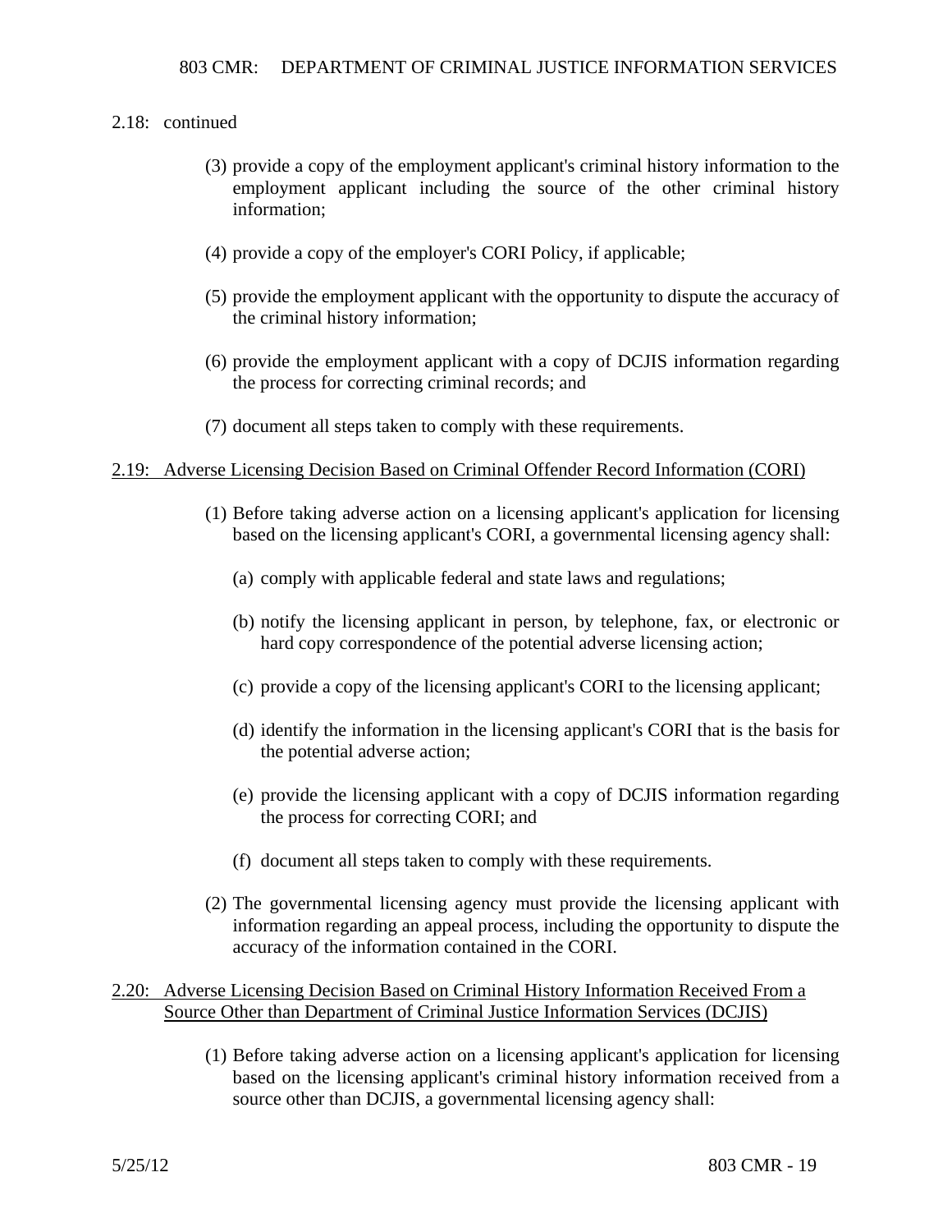2.18: continued

(3) provide a copy of the employment applicant's criminal history information to the employment applicant including the source of the other criminal history information;

(4) provide a copy of the employer's CORI Policy, if applicable;

(5) provide the employment applicant with the opportunity to dispute the accuracy of the criminal history information;

(6) provide the employment applicant with a copy of DCJIS information regarding the process for correcting criminal records; and

(7) document all steps taken to comply with these requirements.

2.19: Adverse Licensing Decision Based on Criminal Offender Record Information (CORI)

(1) Before taking adverse action on a licensing applicant's application for licensing based on the licensing applicant's CORI, a governmental licensing agency shall:

(a) comply with applicable federal and state laws and regulations;

(b) notify the licensing applicant in person, by telephone, fax, or electronic or hard copy correspondence of the potential adverse licensing action;

(c) provide a copy of the licensing applicant's CORI to the licensing applicant;

(d) identify the information in the licensing applicant's CORI that is the basis for the potential adverse action;

(e) provide the licensing applicant with a copy of DCJIS information regarding the process for correcting CORI; and

(f) document all steps taken to comply with these requirements.

(2) The governmental licensing agency must provide the licensing applicant with information regarding an appeal process, including the opportunity to dispute the accuracy of the information contained in the CORI.

2.20: Adverse Licensing Decision Based on Criminal History Information Received From a Source Other than Department of Criminal Justice Information Services (DCJIS)

(1) Before taking adverse action on a licensing applicant's application for licensing based on the licensing applicant's criminal history information received from a source other than DCJIS, a governmental licensing agency shall: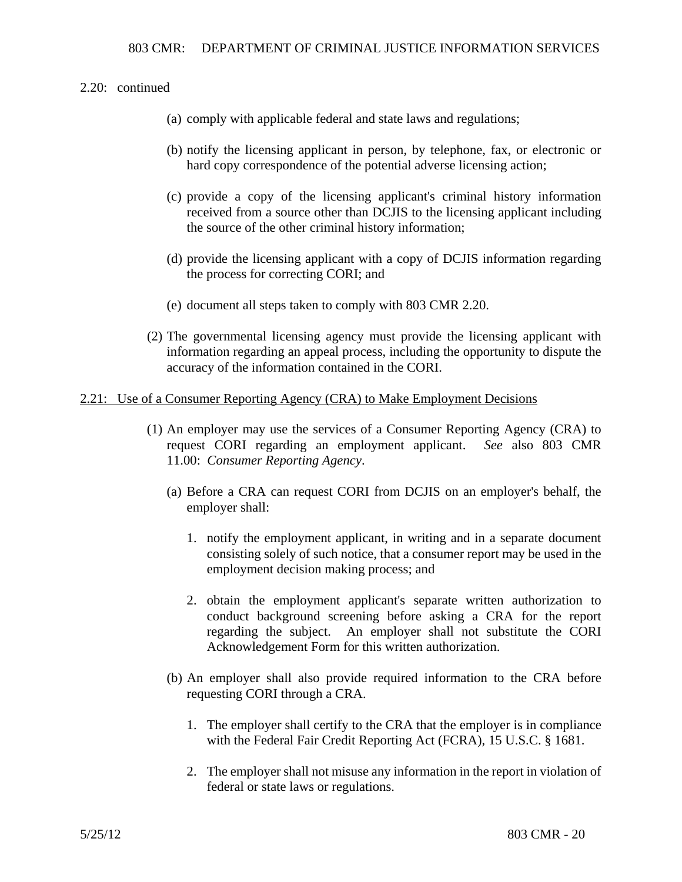2.20: continued

(a) comply with applicable federal and state laws and regulations;

(b) notify the licensing applicant in person, by telephone, fax, or electronic or hard copy correspondence of the potential adverse licensing action;

(c) provide a copy of the licensing applicant's criminal history information received from a source other than DCJIS to the licensing applicant including the source of the other criminal history information;

(d) provide the licensing applicant with a copy of DCJIS information regarding the process for correcting CORI; and

(e) document all steps taken to comply with 803 CMR 2.20.

(2) The governmental licensing agency must provide the licensing applicant with information regarding an appeal process, including the opportunity to dispute the accuracy of the information contained in the CORI.

## 2.21: Use of a Consumer Reporting Agency (CRA) to Make Employment Decisions

(1) An employer may use the services of a Consumer Reporting Agency (CRA) to request CORI regarding an employment applicant. *See* also 803 CMR 11.00: *Consumer Reporting Agency*.

(a) Before a CRA can request CORI from DCJIS on an employer's behalf, the employer shall:

1. notify the employment applicant, in writing and in a separate document consisting solely of such notice, that a consumer report may be used in the employment decision making process; and

2. obtain the employment applicant's separate written authorization to conduct background screening before asking a CRA for the report regarding the subject. An employer shall not substitute the CORI Acknowledgement Form for this written authorization.

(b) An employer shall also provide required information to the CRA before requesting CORI through a CRA.

1. The employer shall certify to the CRA that the employer is in compliance with the Federal Fair Credit Reporting Act (FCRA), 15 U.S.C. § 1681.

2. The employer shall not misuse any information in the report in violation of federal or state laws or regulations.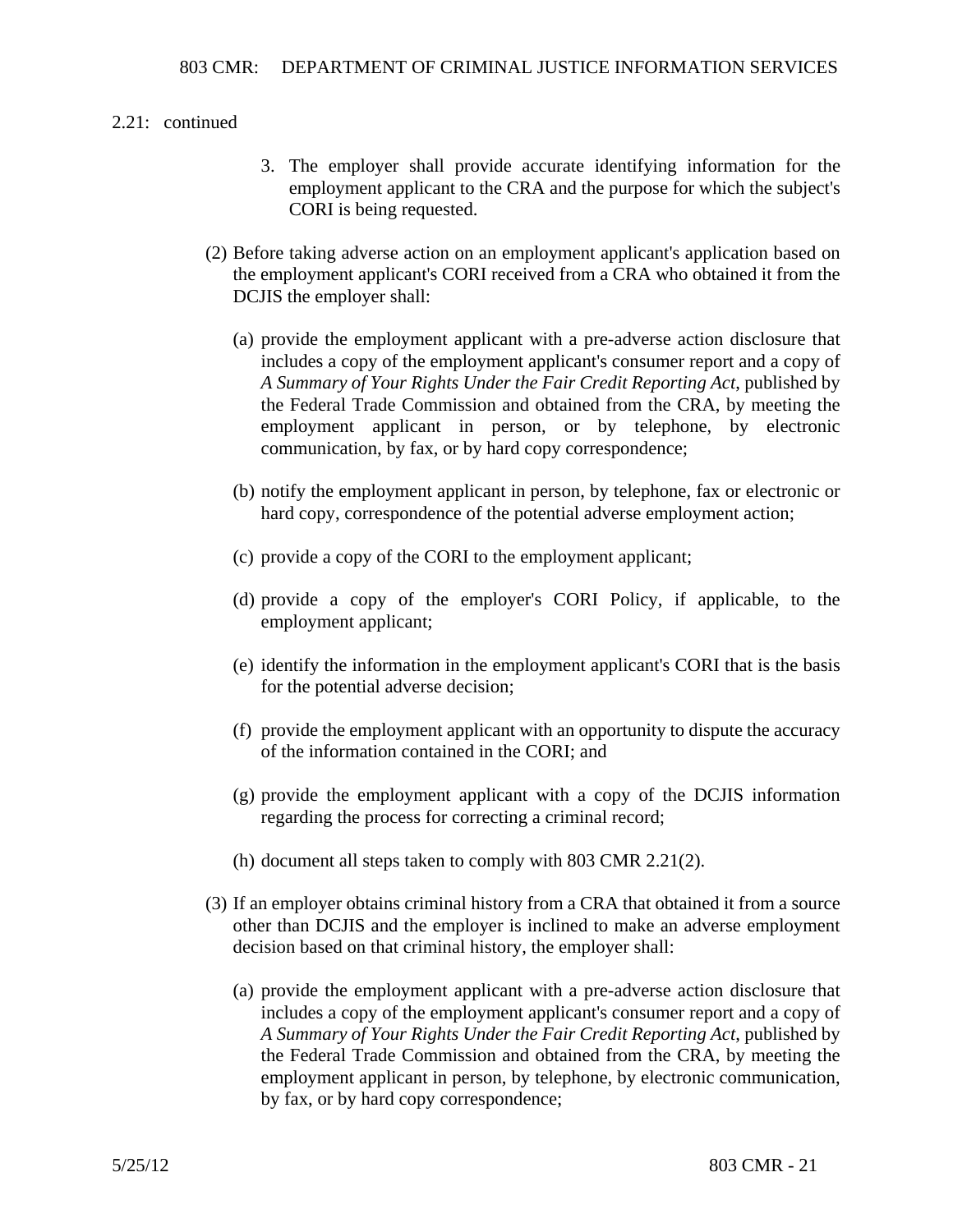2.21: continued

3. The employer shall provide accurate identifying information for the employment applicant to the CRA and the purpose for which the subject's CORI is being requested.

(2) Before taking adverse action on an employment applicant's application based on the employment applicant's CORI received from a CRA who obtained it from the DCJIS the employer shall:

(a) provide the employment applicant with a pre-adverse action disclosure that includes a copy of the employment applicant's consumer report and a copy of *A Summary of Your Rights Under the Fair Credit Reporting Act*, published by the Federal Trade Commission and obtained from the CRA, by meeting the employment applicant in person, or by telephone, by electronic communication, by fax, or by hard copy correspondence;

(b) notify the employment applicant in person, by telephone, fax or electronic or hard copy, correspondence of the potential adverse employment action;

(c) provide a copy of the CORI to the employment applicant;

(d) provide a copy of the employer's CORI Policy, if applicable, to the employment applicant;

(e) identify the information in the employment applicant's CORI that is the basis for the potential adverse decision;

(f) provide the employment applicant with an opportunity to dispute the accuracy of the information contained in the CORI; and

(g) provide the employment applicant with a copy of the DCJIS information regarding the process for correcting a criminal record;

(h) document all steps taken to comply with 803 CMR 2.21(2).

(3) If an employer obtains criminal history from a CRA that obtained it from a source other than DCJIS and the employer is inclined to make an adverse employment decision based on that criminal history, the employer shall:

(a) provide the employment applicant with a pre-adverse action disclosure that includes a copy of the employment applicant's consumer report and a copy of *A Summary of Your Rights Under the Fair Credit Reporting Act*, published by the Federal Trade Commission and obtained from the CRA, by meeting the employment applicant in person, by telephone, by electronic communication, by fax, or by hard copy correspondence;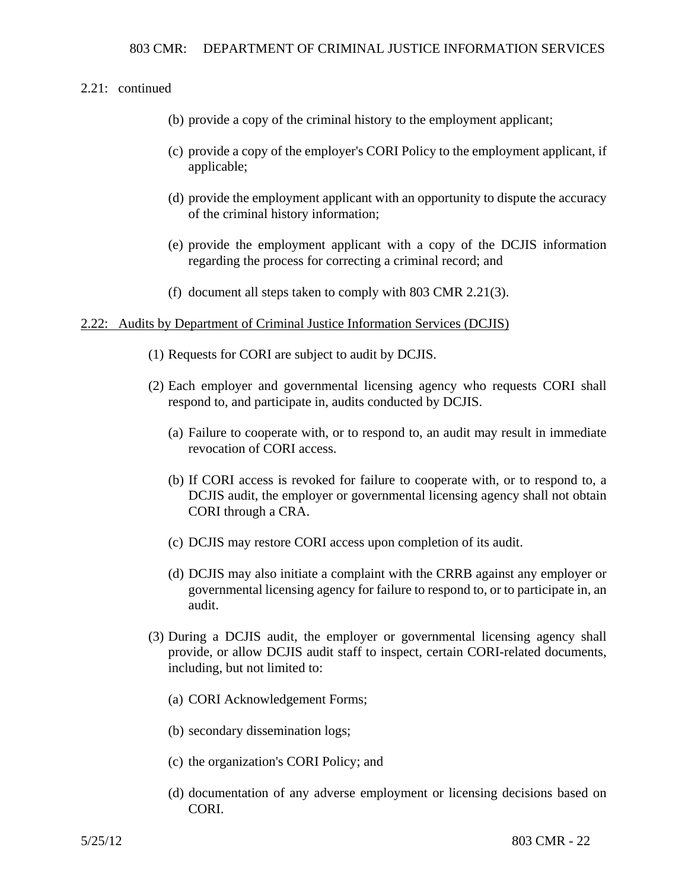2.21: continued

(b) provide a copy of the criminal history to the employment applicant;

(c) provide a copy of the employer's CORI Policy to the employment applicant, if applicable;

(d) provide the employment applicant with an opportunity to dispute the accuracy of the criminal history information;

(e) provide the employment applicant with a copy of the DCJIS information regarding the process for correcting a criminal record; and

(f) document all steps taken to comply with 803 CMR 2.21(3).

## 2.22: Audits by Department of Criminal Justice Information Services (DCJIS)

(1) Requests for CORI are subject to audit by DCJIS.

(2) Each employer and governmental licensing agency who requests CORI shall respond to, and participate in, audits conducted by DCJIS.

(a) Failure to cooperate with, or to respond to, an audit may result in immediate revocation of CORI access.

(b) If CORI access is revoked for failure to cooperate with, or to respond to, a DCJIS audit, the employer or governmental licensing agency shall not obtain CORI through a CRA.

(c) DCJIS may restore CORI access upon completion of its audit.

(d) DCJIS may also initiate a complaint with the CRRB against any employer or governmental licensing agency for failure to respond to, or to participate in, an audit.

(3) During a DCJIS audit, the employer or governmental licensing agency shall provide, or allow DCJIS audit staff to inspect, certain CORI-related documents, including, but not limited to:

(a) CORI Acknowledgement Forms;

(b) secondary dissemination logs;

(c) the organization's CORI Policy; and

(d) documentation of any adverse employment or licensing decisions based on CORI.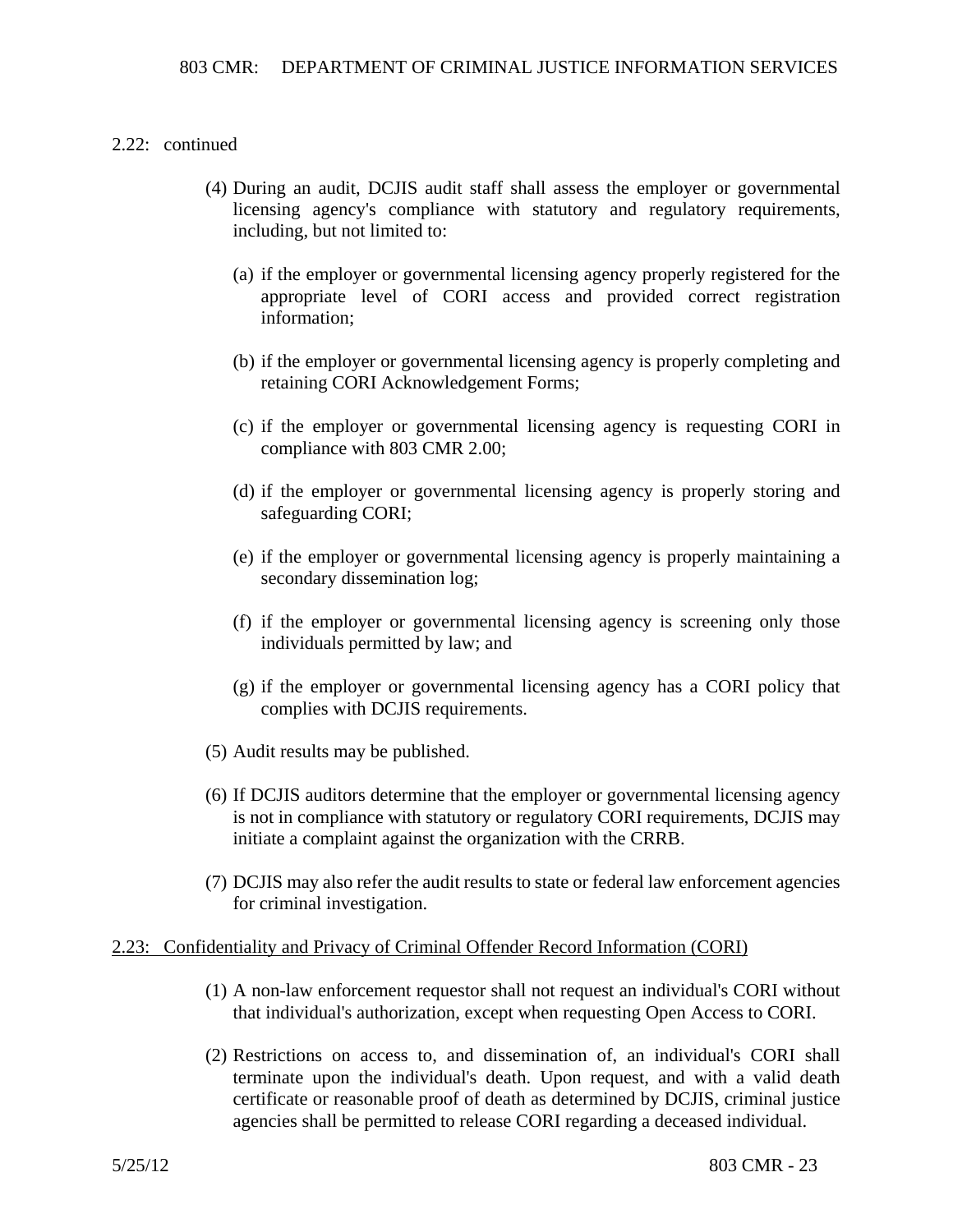2.22: continued

(4) During an audit, DCJIS audit staff shall assess the employer or governmental licensing agency's compliance with statutory and regulatory requirements, including, but not limited to:

(a) if the employer or governmental licensing agency properly registered for the appropriate level of CORI access and provided correct registration information;

(b) if the employer or governmental licensing agency is properly completing and retaining CORI Acknowledgement Forms;

(c) if the employer or governmental licensing agency is requesting CORI in compliance with 803 CMR 2.00;

(d) if the employer or governmental licensing agency is properly storing and safeguarding CORI;

(e) if the employer or governmental licensing agency is properly maintaining a secondary dissemination log;

(f) if the employer or governmental licensing agency is screening only those individuals permitted by law; and

(g) if the employer or governmental licensing agency has a CORI policy that complies with DCJIS requirements.

(5) Audit results may be published.

(6) If DCJIS auditors determine that the employer or governmental licensing agency is not in compliance with statutory or regulatory CORI requirements, DCJIS may initiate a complaint against the organization with the CRRB.

(7) DCJIS may also refer the audit results to state or federal law enforcement agencies for criminal investigation.

## 2.23: Confidentiality and Privacy of Criminal Offender Record Information (CORI)

(1) A non-law enforcement requestor shall not request an individual's CORI without that individual's authorization, except when requesting Open Access to CORI.

(2) Restrictions on access to, and dissemination of, an individual's CORI shall terminate upon the individual's death. Upon request, and with a valid death certificate or reasonable proof of death as determined by DCJIS, criminal justice agencies shall be permitted to release CORI regarding a deceased individual.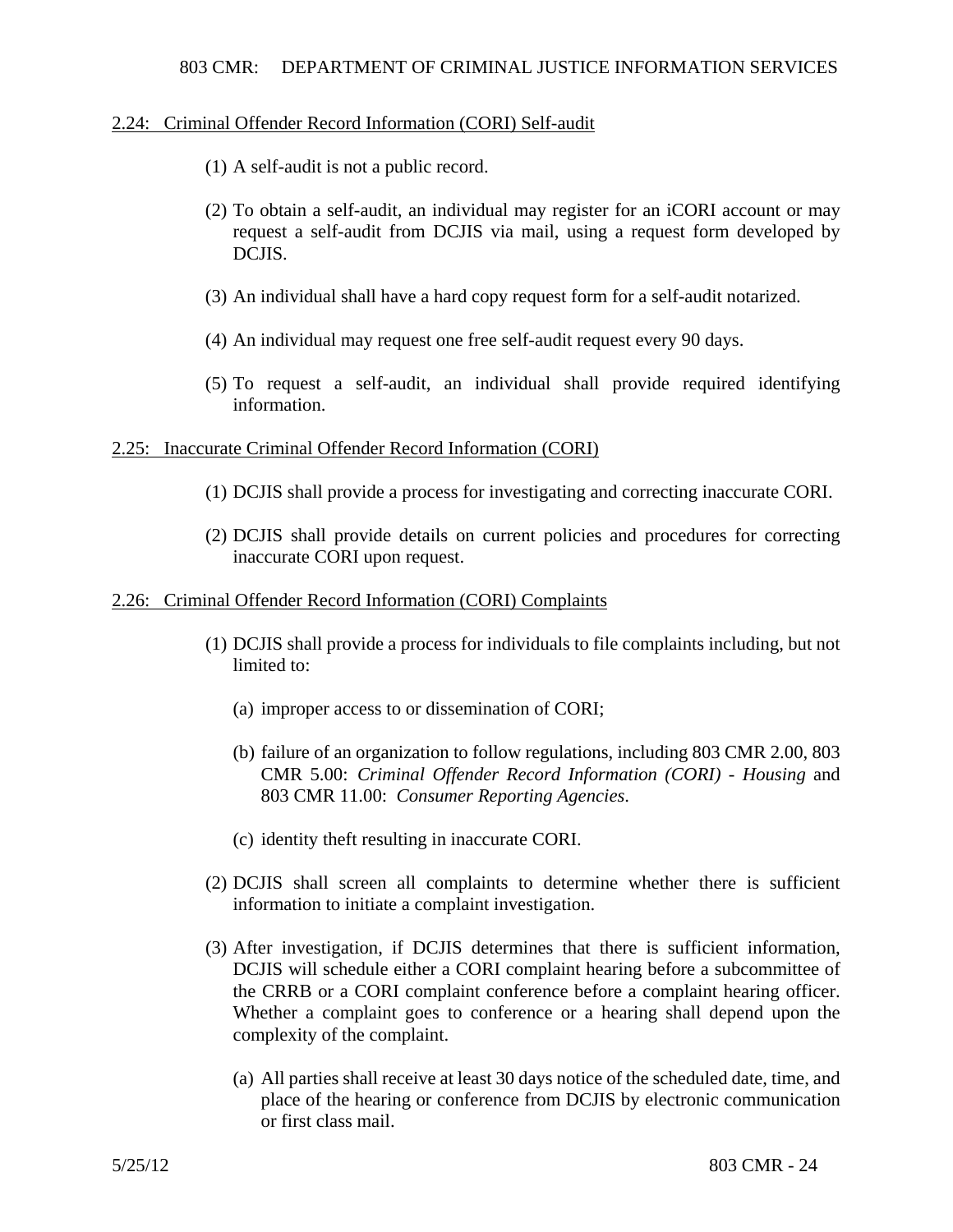## 2.24: Criminal Offender Record Information (CORI) Self-audit

(1) A self-audit is not a public record.

(2) To obtain a self-audit, an individual may register for an iCORI account or may request a self-audit from DCJIS via mail, using a request form developed by DCJIS.

(3) An individual shall have a hard copy request form for a self-audit notarized.

(4) An individual may request one free self-audit request every 90 days.

(5) To request a self-audit, an individual shall provide required identifying information.

## 2.25: Inaccurate Criminal Offender Record Information (CORI)

(1) DCJIS shall provide a process for investigating and correcting inaccurate CORI.

(2) DCJIS shall provide details on current policies and procedures for correcting inaccurate CORI upon request.

## 2.26: Criminal Offender Record Information (CORI) Complaints

(1) DCJIS shall provide a process for individuals to file complaints including, but not limited to:

(a) improper access to or dissemination of CORI;

(b) failure of an organization to follow regulations, including 803 CMR 2.00, 803 CMR 5.00: *Criminal Offender Record Information (CORI) - Housing* and 803 CMR 11.00: *Consumer Reporting Agencies*.

(c) identity theft resulting in inaccurate CORI.

(2) DCJIS shall screen all complaints to determine whether there is sufficient information to initiate a complaint investigation.

(3) After investigation, if DCJIS determines that there is sufficient information, DCJIS will schedule either a CORI complaint hearing before a subcommittee of the CRRB or a CORI complaint conference before a complaint hearing officer. Whether a complaint goes to conference or a hearing shall depend upon the complexity of the complaint.

(a) All parties shall receive at least 30 days notice of the scheduled date, time, and place of the hearing or conference from DCJIS by electronic communication or first class mail.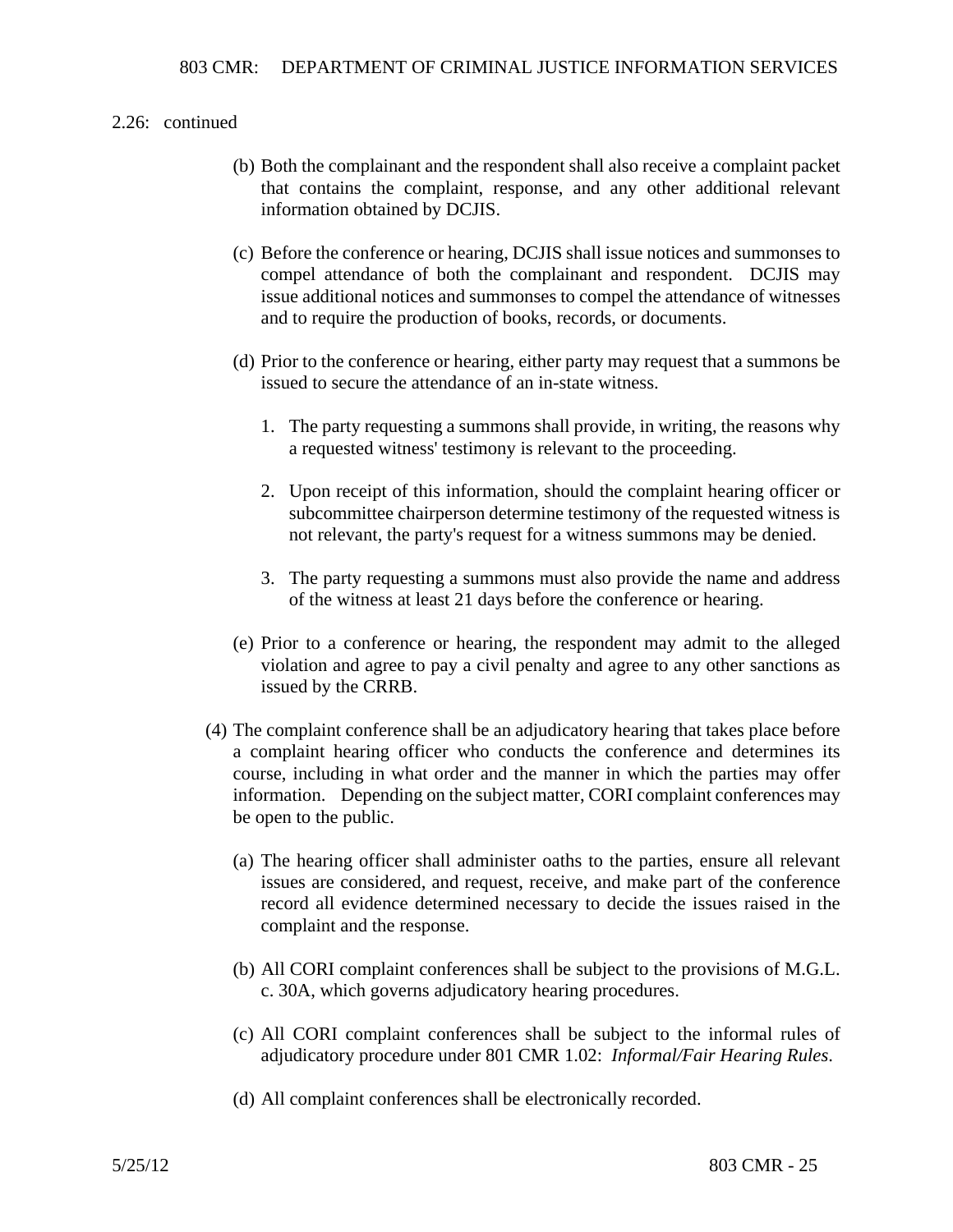2.26: continued

(b) Both the complainant and the respondent shall also receive a complaint packet that contains the complaint, response, and any other additional relevant information obtained by DCJIS.

(c) Before the conference or hearing, DCJIS shall issue notices and summonses to compel attendance of both the complainant and respondent. DCJIS may issue additional notices and summonses to compel the attendance of witnesses and to require the production of books, records, or documents.

(d) Prior to the conference or hearing, either party may request that a summons be issued to secure the attendance of an in-state witness.

1. The party requesting a summons shall provide, in writing, the reasons why a requested witness' testimony is relevant to the proceeding.

2. Upon receipt of this information, should the complaint hearing officer or subcommittee chairperson determine testimony of the requested witness is not relevant, the party's request for a witness summons may be denied.

3. The party requesting a summons must also provide the name and address of the witness at least 21 days before the conference or hearing.

(e) Prior to a conference or hearing, the respondent may admit to the alleged violation and agree to pay a civil penalty and agree to any other sanctions as issued by the CRRB.

(4) The complaint conference shall be an adjudicatory hearing that takes place before a complaint hearing officer who conducts the conference and determines its course, including in what order and the manner in which the parties may offer information. Depending on the subject matter, CORI complaint conferences may be open to the public.

(a) The hearing officer shall administer oaths to the parties, ensure all relevant issues are considered, and request, receive, and make part of the conference record all evidence determined necessary to decide the issues raised in the complaint and the response.

(b) All CORI complaint conferences shall be subject to the provisions of M.G.L. c. 30A, which governs adjudicatory hearing procedures.

(c) All CORI complaint conferences shall be subject to the informal rules of adjudicatory procedure under 801 CMR 1.02: *Informal/Fair Hearing Rules*.

(d) All complaint conferences shall be electronically recorded.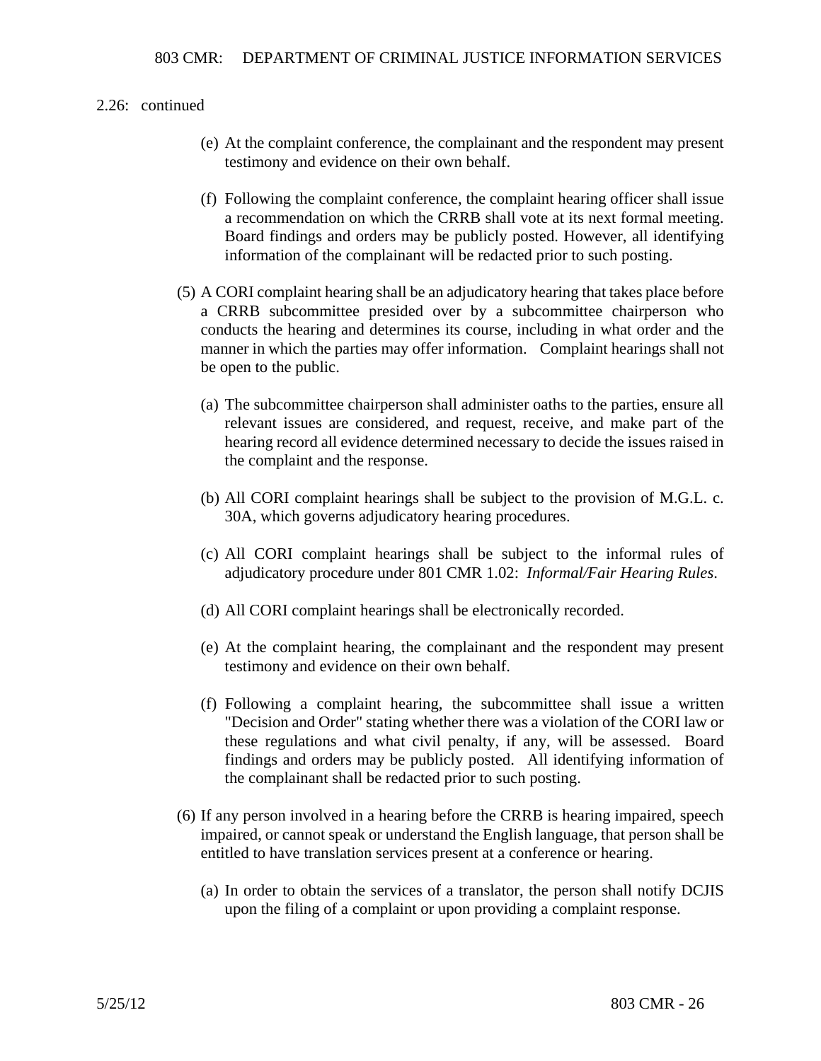2.26: continued

(e) At the complaint conference, the complainant and the respondent may present testimony and evidence on their own behalf.

(f) Following the complaint conference, the complaint hearing officer shall issue a recommendation on which the CRRB shall vote at its next formal meeting. Board findings and orders may be publicly posted. However, all identifying information of the complainant will be redacted prior to such posting.

(5) A CORI complaint hearing shall be an adjudicatory hearing that takes place before a CRRB subcommittee presided over by a subcommittee chairperson who conducts the hearing and determines its course, including in what order and the manner in which the parties may offer information. Complaint hearings shall not be open to the public.

(a) The subcommittee chairperson shall administer oaths to the parties, ensure all relevant issues are considered, and request, receive, and make part of the hearing record all evidence determined necessary to decide the issues raised in the complaint and the response.

(b) All CORI complaint hearings shall be subject to the provision of M.G.L. c. 30A, which governs adjudicatory hearing procedures.

(c) All CORI complaint hearings shall be subject to the informal rules of adjudicatory procedure under 801 CMR 1.02: *Informal/Fair Hearing Rules*.

(d) All CORI complaint hearings shall be electronically recorded.

(e) At the complaint hearing, the complainant and the respondent may present testimony and evidence on their own behalf.

(f) Following a complaint hearing, the subcommittee shall issue a written "Decision and Order" stating whether there was a violation of the CORI law or these regulations and what civil penalty, if any, will be assessed. Board findings and orders may be publicly posted. All identifying information of the complainant shall be redacted prior to such posting.

(6) If any person involved in a hearing before the CRRB is hearing impaired, speech impaired, or cannot speak or understand the English language, that person shall be entitled to have translation services present at a conference or hearing.

(a) In order to obtain the services of a translator, the person shall notify DCJIS upon the filing of a complaint or upon providing a complaint response.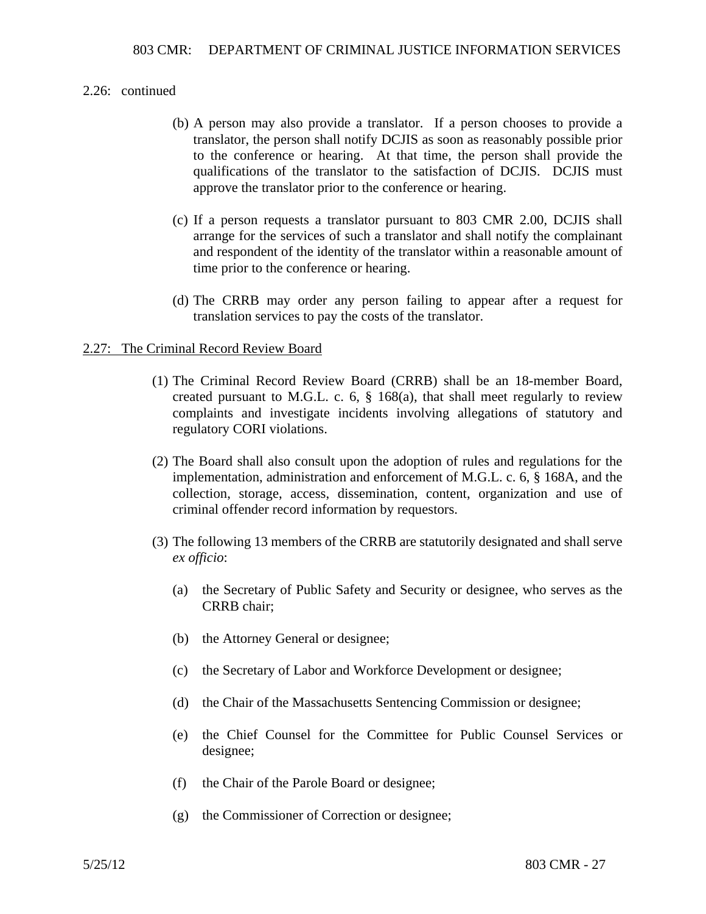2.26: continued

(b) A person may also provide a translator. If a person chooses to provide a translator, the person shall notify DCJIS as soon as reasonably possible prior to the conference or hearing. At that time, the person shall provide the qualifications of the translator to the satisfaction of DCJIS. DCJIS must approve the translator prior to the conference or hearing.

(c) If a person requests a translator pursuant to 803 CMR 2.00, DCJIS shall arrange for the services of such a translator and shall notify the complainant and respondent of the identity of the translator within a reasonable amount of time prior to the conference or hearing.

(d) The CRRB may order any person failing to appear after a request for translation services to pay the costs of the translator.

## 2.27: The Criminal Record Review Board

(1) The Criminal Record Review Board (CRRB) shall be an 18-member Board, created pursuant to M.G.L. c. 6, § 168(a), that shall meet regularly to review complaints and investigate incidents involving allegations of statutory and regulatory CORI violations.

(2) The Board shall also consult upon the adoption of rules and regulations for the implementation, administration and enforcement of M.G.L. c. 6, § 168A, and the collection, storage, access, dissemination, content, organization and use of criminal offender record information by requestors.

(3) The following 13 members of the CRRB are statutorily designated and shall serve *ex officio*:

(a) the Secretary of Public Safety and Security or designee, who serves as the CRRB chair;

(b) the Attorney General or designee;

(c) the Secretary of Labor and Workforce Development or designee;

(d) the Chair of the Massachusetts Sentencing Commission or designee;

(e) the Chief Counsel for the Committee for Public Counsel Services or designee;

(f) the Chair of the Parole Board or designee;

(g) the Commissioner of Correction or designee;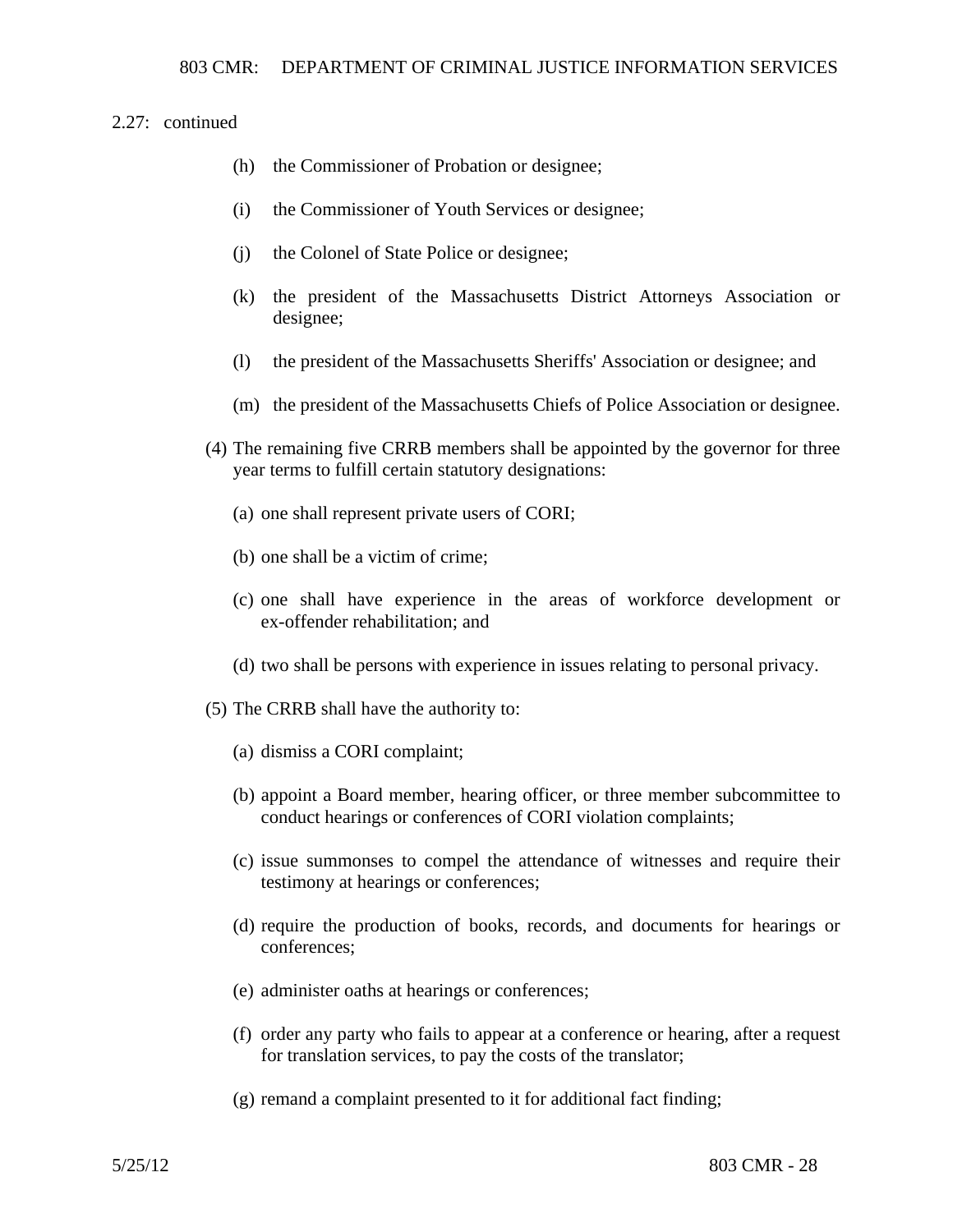2.27: continued

(h) the Commissioner of Probation or designee;

(i) the Commissioner of Youth Services or designee;

(j) the Colonel of State Police or designee;

(k) the president of the Massachusetts District Attorneys Association or designee;

(l) the president of the Massachusetts Sheriffs' Association or designee; and

(m) the president of the Massachusetts Chiefs of Police Association or designee.

(4) The remaining five CRRB members shall be appointed by the governor for three year terms to fulfill certain statutory designations:

(a) one shall represent private users of CORI;

(b) one shall be a victim of crime;

(c) one shall have experience in the areas of workforce development or ex-offender rehabilitation; and

(d) two shall be persons with experience in issues relating to personal privacy.

(5) The CRRB shall have the authority to:

(a) dismiss a CORI complaint;

(b) appoint a Board member, hearing officer, or three member subcommittee to conduct hearings or conferences of CORI violation complaints;

(c) issue summonses to compel the attendance of witnesses and require their testimony at hearings or conferences;

(d) require the production of books, records, and documents for hearings or conferences;

(e) administer oaths at hearings or conferences;

(f) order any party who fails to appear at a conference or hearing, after a request for translation services, to pay the costs of the translator;

(g) remand a complaint presented to it for additional fact finding;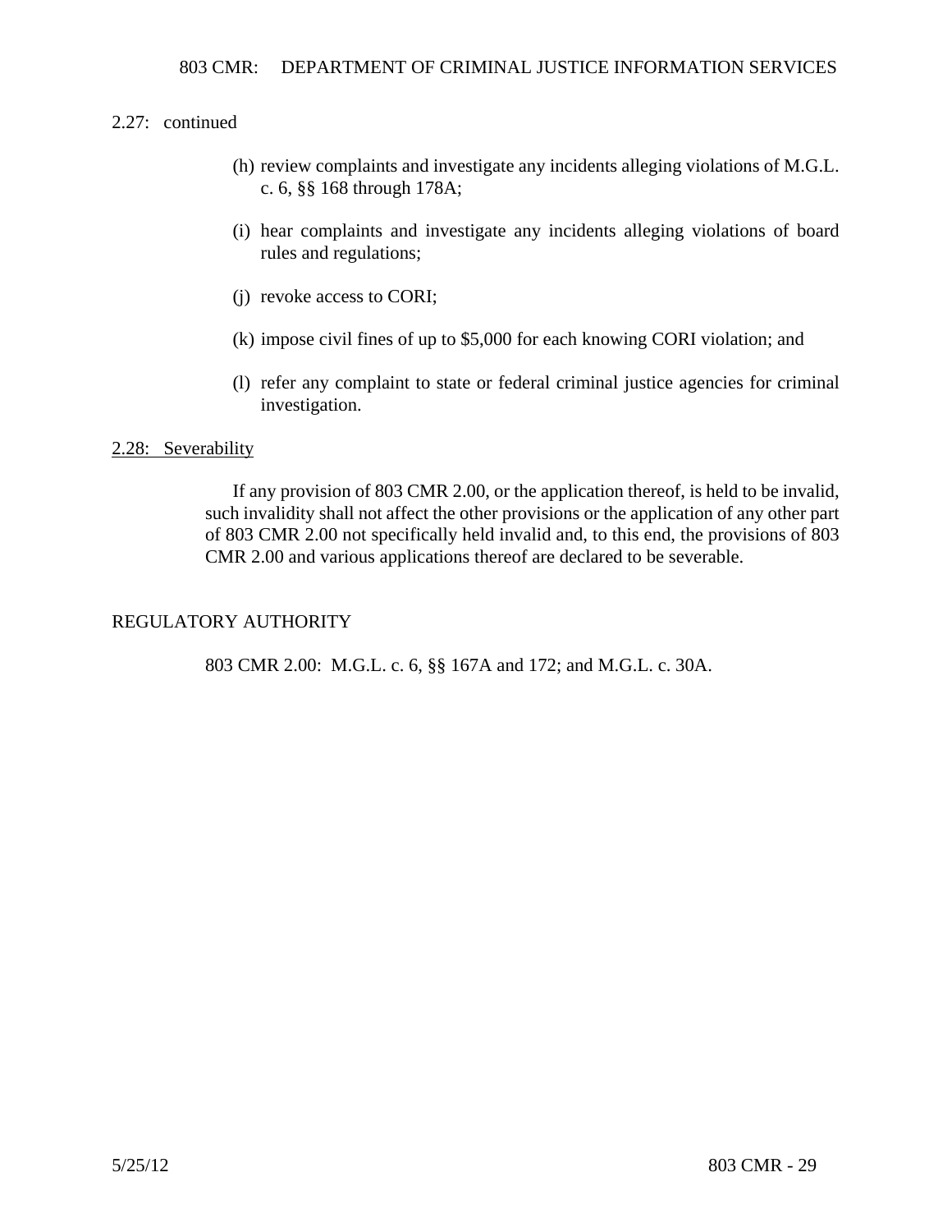2.27: continued

(h) review complaints and investigate any incidents alleging violations of M.G.L. c. 6, §§ 168 through 178A;

(i) hear complaints and investigate any incidents alleging violations of board rules and regulations;

(j) revoke access to CORI;

(k) impose civil fines of up to $5,000 for each knowing CORI violation; and

(l) refer any complaint to state or federal criminal justice agencies for criminal investigation.

## 2.28: Severability

If any provision of 803 CMR 2.00, or the application thereof, is held to be invalid, such invalidity shall not affect the other provisions or the application of any other part of 803 CMR 2.00 not specifically held invalid and, to this end, the provisions of 803 CMR 2.00 and various applications thereof are declared to be severable.

## REGULATORY AUTHORITY

803 CMR 2.00: M.G.L. c. 6, §§ 167A and 172; and M.G.L. c. 30A.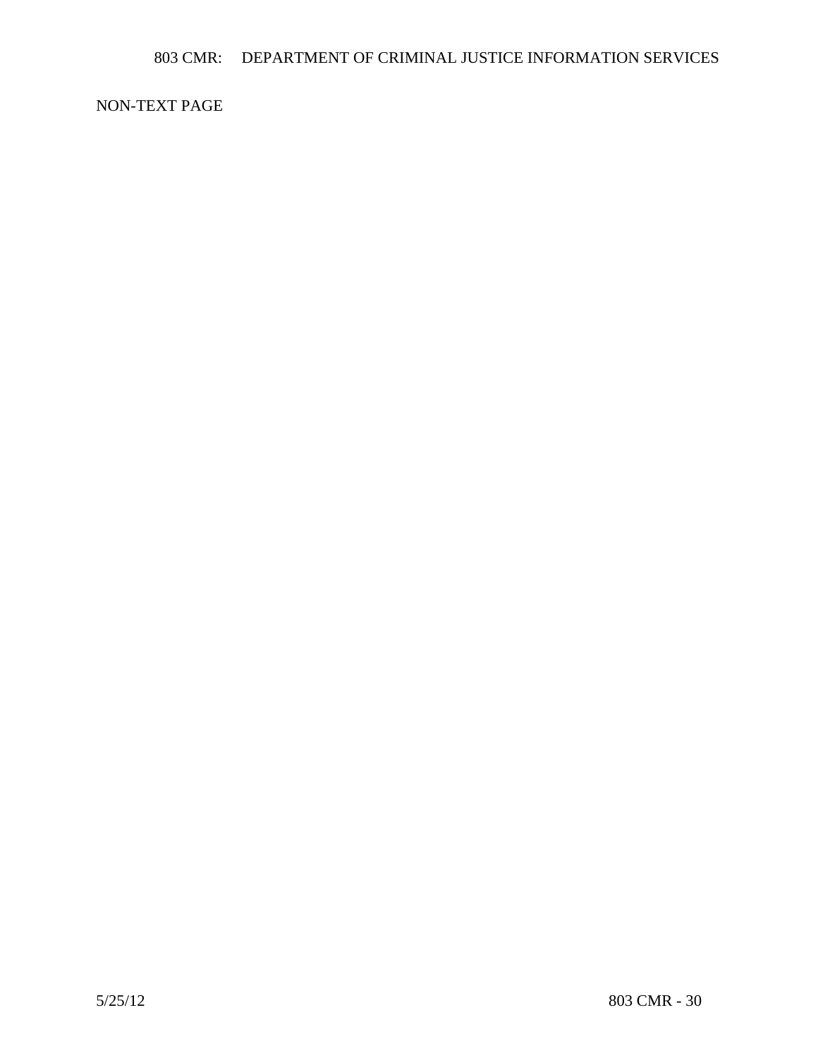NON-TEXT PAGE